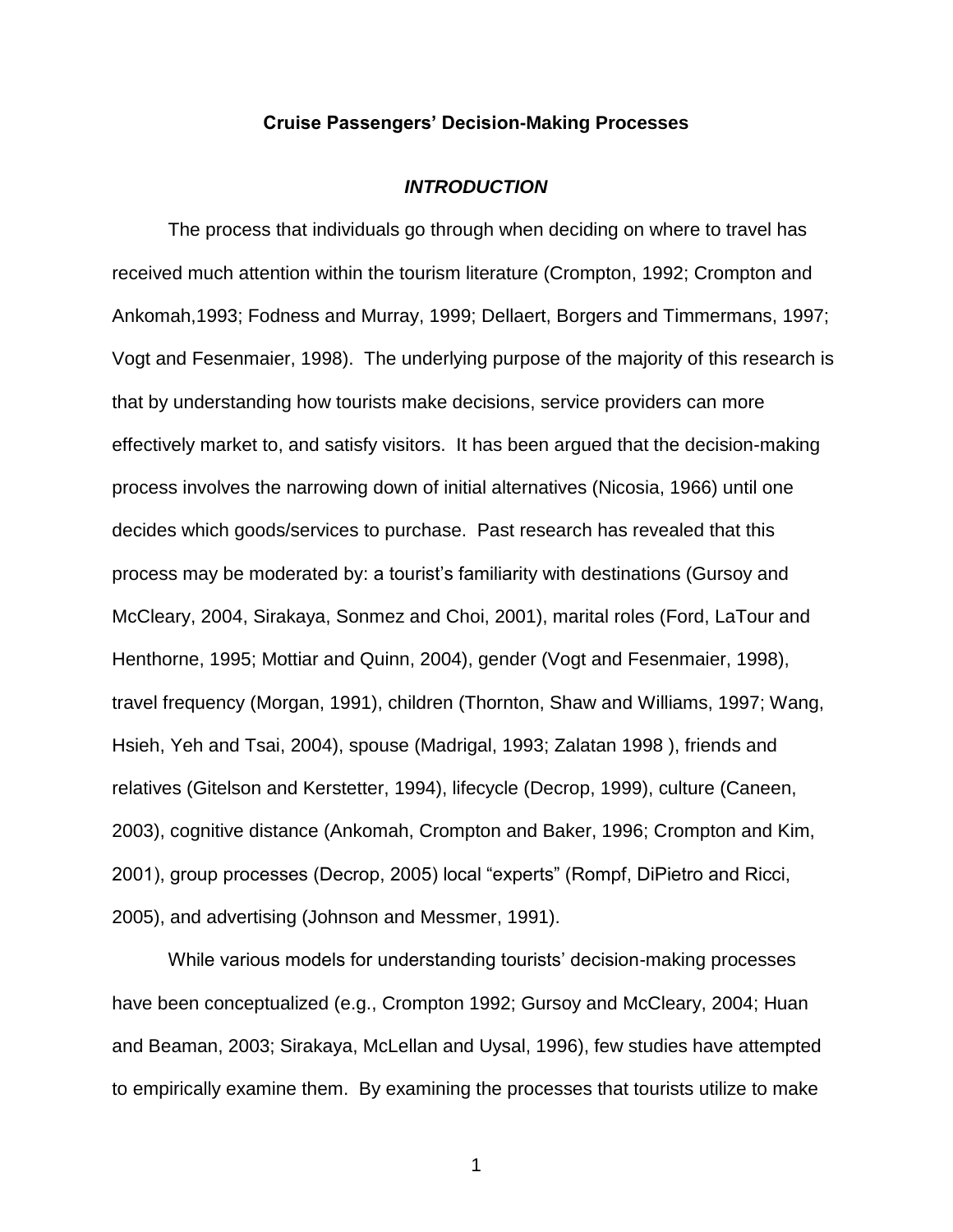# Cruise Passengers' Decision-Making Processes

## *INTRODUCTION*

The process that individuals go through when deciding on where to travel has received much attention within the tourism literature (Crompton, 1992; Crompton and Ankomah,1993; Fodness and Murray, 1999; Dellaert, Borgers and Timmermans, 1997; Vogt and Fesenmaier, 1998). The underlying purpose of the majority of this research is that by understanding how tourists make decisions, service providers can more effectively market to, and satisfy visitors. It has been argued that the decision-making process involves the narrowing down of initial alternatives (Nicosia, 1966) until one decides which goods/services to purchase. Past research has revealed that this process may be moderated by: a tourist's familiarity with destinations (Gursoy and McCleary, 2004, Sirakaya, Sonmez and Choi, 2001), marital roles (Ford, LaTour and Henthorne, 1995; Mottiar and Quinn, 2004), gender (Vogt and Fesenmaier, 1998), travel frequency (Morgan, 1991), children (Thornton, Shaw and Williams, 1997; Wang, Hsieh, Yeh and Tsai, 2004), spouse (Madrigal, 1993; Zalatan 1998 ), friends and relatives (Gitelson and Kerstetter, 1994), lifecycle (Decrop, 1999), culture (Caneen, 2003), cognitive distance (Ankomah, Crompton and Baker, 1996; Crompton and Kim, 2001), group processes (Decrop, 2005) local "experts" (Rompf, DiPietro and Ricci, 2005), and advertising (Johnson and Messmer, 1991).

While various models for understanding tourists' decision-making processes have been conceptualized (e.g., Crompton 1992; Gursoy and McCleary, 2004; Huan and Beaman, 2003; Sirakaya, McLellan and Uysal, 1996), few studies have attempted to empirically examine them. By examining the processes that tourists utilize to make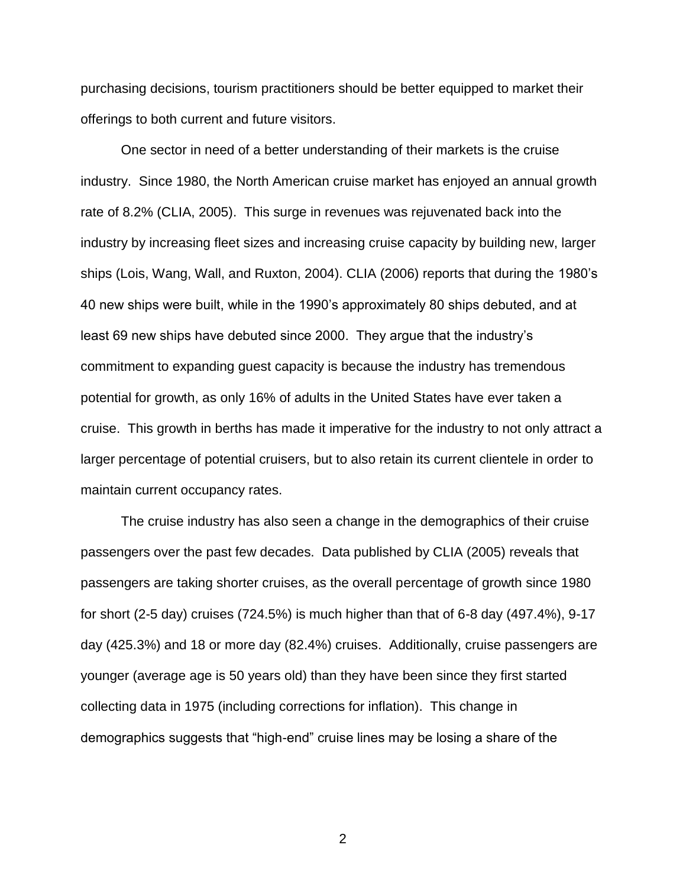purchasing decisions, tourism practitioners should be better equipped to market their offerings to both current and future visitors.

One sector in need of a better understanding of their markets is the cruise industry. Since 1980, the North American cruise market has enjoyed an annual growth rate of 8.2% (CLIA, 2005). This surge in revenues was rejuvenated back into the industry by increasing fleet sizes and increasing cruise capacity by building new, larger ships (Lois, Wang, Wall, and Ruxton, 2004). CLIA (2006) reports that during the 1980's 40 new ships were built, while in the 1990's approximately 80 ships debuted, and at least 69 new ships have debuted since 2000. They argue that the industry's commitment to expanding guest capacity is because the industry has tremendous potential for growth, as only 16% of adults in the United States have ever taken a cruise. This growth in berths has made it imperative for the industry to not only attract a larger percentage of potential cruisers, but to also retain its current clientele in order to maintain current occupancy rates.

The cruise industry has also seen a change in the demographics of their cruise passengers over the past few decades. Data published by CLIA (2005) reveals that passengers are taking shorter cruises, as the overall percentage of growth since 1980 for short (2-5 day) cruises (724.5%) is much higher than that of 6-8 day (497.4%), 9-17 day (425.3%) and 18 or more day (82.4%) cruises. Additionally, cruise passengers are younger (average age is 50 years old) than they have been since they first started collecting data in 1975 (including corrections for inflation). This change in demographics suggests that "high-end" cruise lines may be losing a share of the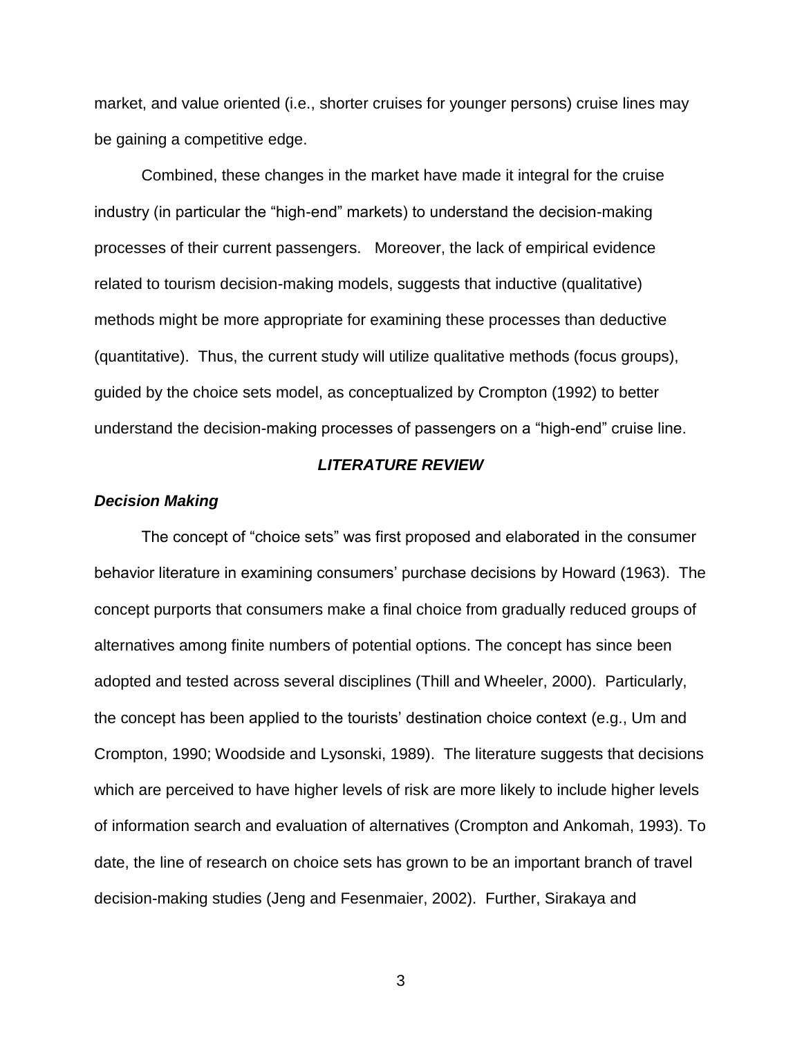market, and value oriented (i.e., shorter cruises for younger persons) cruise lines may be gaining a competitive edge.

Combined, these changes in the market have made it integral for the cruise industry (in particular the "high-end" markets) to understand the decision-making processes of their current passengers. Moreover, the lack of empirical evidence related to tourism decision-making models, suggests that inductive (qualitative) methods might be more appropriate for examining these processes than deductive (quantitative). Thus, the current study will utilize qualitative methods (focus groups), guided by the choice sets model, as conceptualized by Crompton (1992) to better understand the decision-making processes of passengers on a "high-end" cruise line.

## *LITERATURE REVIEW*

### *Decision Making*

The concept of "choice sets" was first proposed and elaborated in the consumer behavior literature in examining consumers' purchase decisions by Howard (1963). The concept purports that consumers make a final choice from gradually reduced groups of alternatives among finite numbers of potential options. The concept has since been adopted and tested across several disciplines (Thill and Wheeler, 2000). Particularly, the concept has been applied to the tourists' destination choice context (e.g., Um and Crompton, 1990; Woodside and Lysonski, 1989). The literature suggests that decisions which are perceived to have higher levels of risk are more likely to include higher levels of information search and evaluation of alternatives (Crompton and Ankomah, 1993). To date, the line of research on choice sets has grown to be an important branch of travel decision-making studies (Jeng and Fesenmaier, 2002). Further, Sirakaya and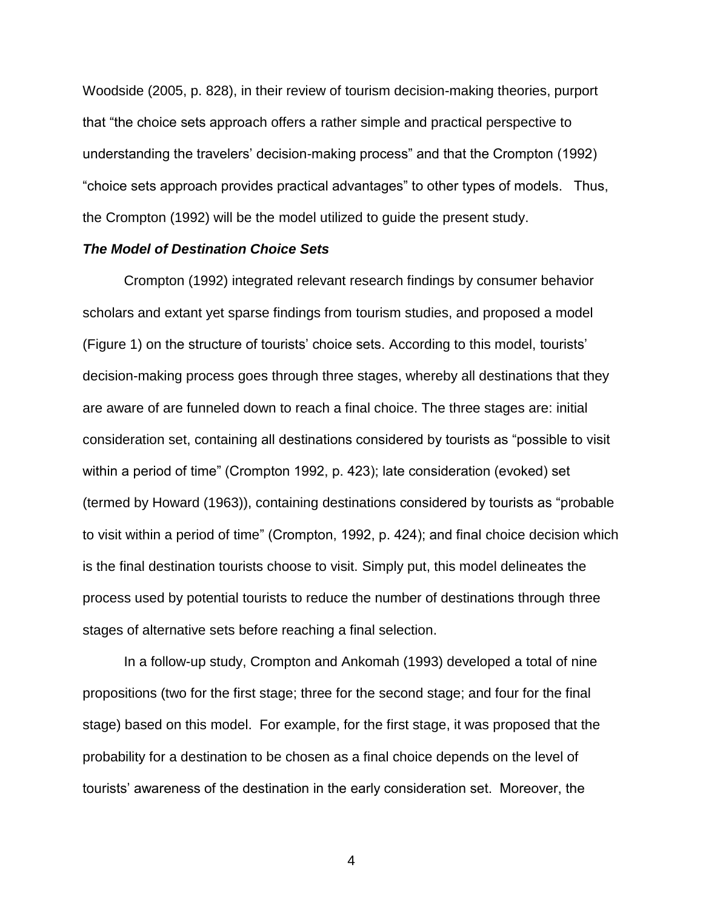Woodside (2005, p. 828), in their review of tourism decision-making theories, purport that "the choice sets approach offers a rather simple and practical perspective to understanding the travelers' decision-making process" and that the Crompton (1992) "choice sets approach provides practical advantages" to other types of models. Thus, the Crompton (1992) will be the model utilized to guide the present study.

***The Model of Destination Choice Sets***

Crompton (1992) integrated relevant research findings by consumer behavior scholars and extant yet sparse findings from tourism studies, and proposed a model (Figure 1) on the structure of tourists' choice sets. According to this model, tourists' decision-making process goes through three stages, whereby all destinations that they are aware of are funneled down to reach a final choice. The three stages are: initial consideration set, containing all destinations considered by tourists as "possible to visit within a period of time" (Crompton 1992, p. 423); late consideration (evoked) set (termed by Howard (1963)), containing destinations considered by tourists as "probable to visit within a period of time" (Crompton, 1992, p. 424); and final choice decision which is the final destination tourists choose to visit. Simply put, this model delineates the process used by potential tourists to reduce the number of destinations through three stages of alternative sets before reaching a final selection.

In a follow-up study, Crompton and Ankomah (1993) developed a total of nine propositions (two for the first stage; three for the second stage; and four for the final stage) based on this model. For example, for the first stage, it was proposed that the probability for a destination to be chosen as a final choice depends on the level of tourists' awareness of the destination in the early consideration set. Moreover, the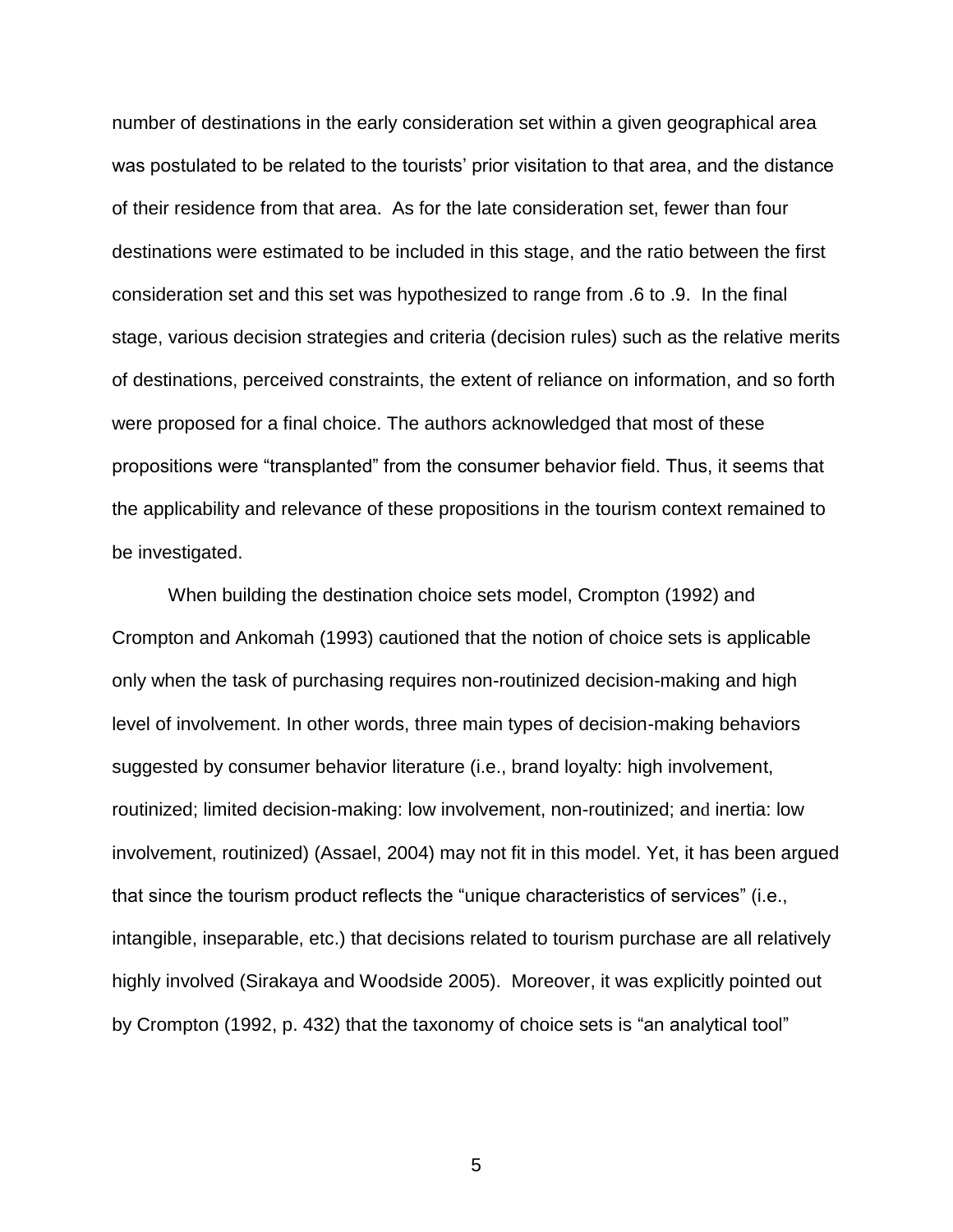number of destinations in the early consideration set within a given geographical area was postulated to be related to the tourists' prior visitation to that area, and the distance of their residence from that area. As for the late consideration set, fewer than four destinations were estimated to be included in this stage, and the ratio between the first consideration set and this set was hypothesized to range from .6 to .9. In the final stage, various decision strategies and criteria (decision rules) such as the relative merits of destinations, perceived constraints, the extent of reliance on information, and so forth were proposed for a final choice. The authors acknowledged that most of these propositions were "transplanted" from the consumer behavior field. Thus, it seems that the applicability and relevance of these propositions in the tourism context remained to be investigated.

When building the destination choice sets model, Crompton (1992) and Crompton and Ankomah (1993) cautioned that the notion of choice sets is applicable only when the task of purchasing requires non-routinized decision-making and high level of involvement. In other words, three main types of decision-making behaviors suggested by consumer behavior literature (i.e., brand loyalty: high involvement, routinized; limited decision-making: low involvement, non-routinized; and inertia: low involvement, routinized) (Assael, 2004) may not fit in this model. Yet, it has been argued that since the tourism product reflects the "unique characteristics of services" (i.e., intangible, inseparable, etc.) that decisions related to tourism purchase are all relatively highly involved (Sirakaya and Woodside 2005). Moreover, it was explicitly pointed out by Crompton (1992, p. 432) that the taxonomy of choice sets is "an analytical tool"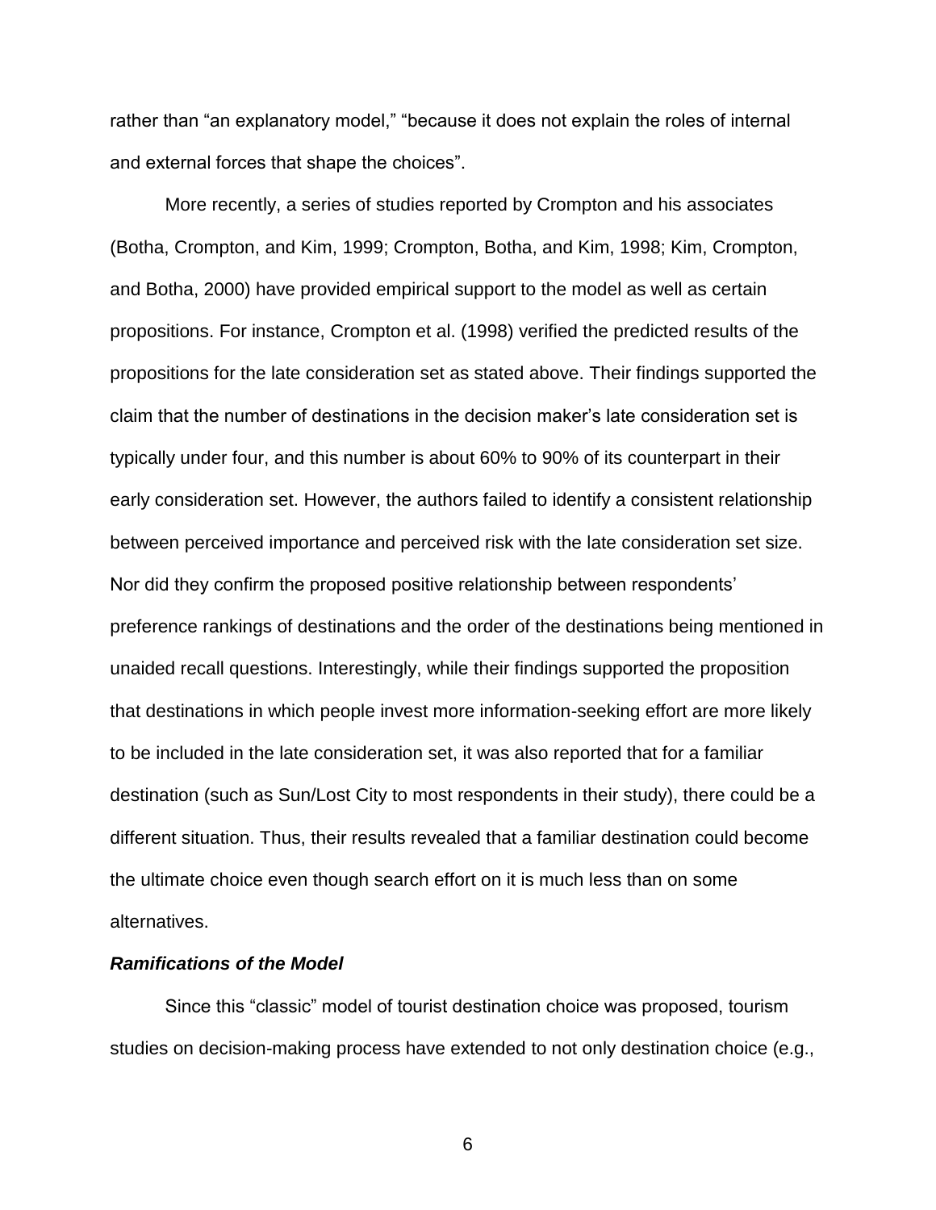rather than “an explanatory model,” “because it does not explain the roles of internal and external forces that shape the choices”.

More recently, a series of studies reported by Crompton and his associates (Botha, Crompton, and Kim, 1999; Crompton, Botha, and Kim, 1998; Kim, Crompton, and Botha, 2000) have provided empirical support to the model as well as certain propositions. For instance, Crompton et al. (1998) verified the predicted results of the propositions for the late consideration set as stated above. Their findings supported the claim that the number of destinations in the decision maker’s late consideration set is typically under four, and this number is about 60% to 90% of its counterpart in their early consideration set. However, the authors failed to identify a consistent relationship between perceived importance and perceived risk with the late consideration set size. Nor did they confirm the proposed positive relationship between respondents’ preference rankings of destinations and the order of the destinations being mentioned in unaided recall questions. Interestingly, while their findings supported the proposition that destinations in which people invest more information-seeking effort are more likely to be included in the late consideration set, it was also reported that for a familiar destination (such as Sun/Lost City to most respondents in their study), there could be a different situation. Thus, their results revealed that a familiar destination could become the ultimate choice even though search effort on it is much less than on some alternatives.

***Ramifications of the Model***

Since this “classic” model of tourist destination choice was proposed, tourism studies on decision-making process have extended to not only destination choice (e.g.,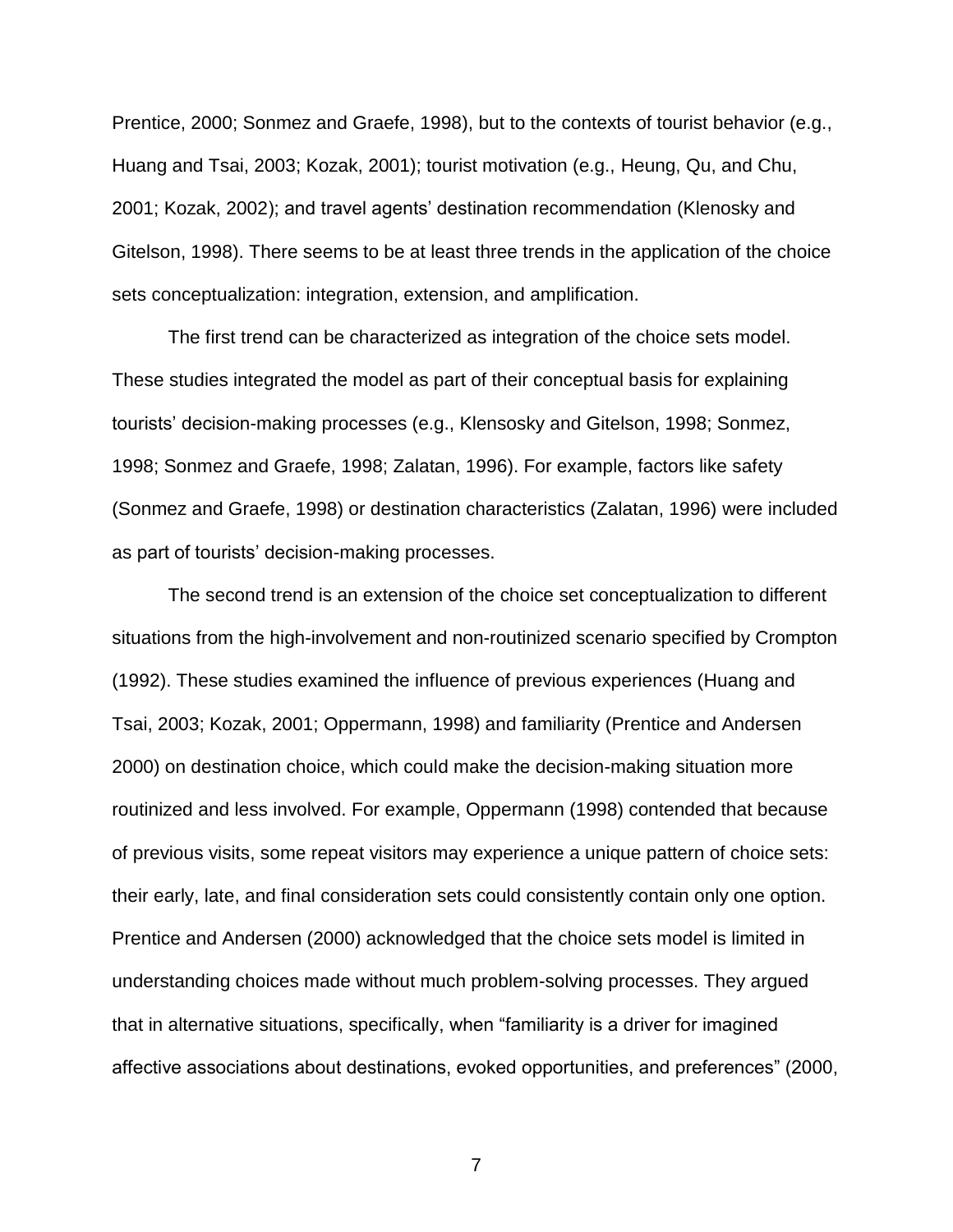Prentice, 2000; Sonmez and Graefe, 1998), but to the contexts of tourist behavior (e.g., Huang and Tsai, 2003; Kozak, 2001); tourist motivation (e.g., Heung, Qu, and Chu, 2001; Kozak, 2002); and travel agents' destination recommendation (Klenosky and Gitelson, 1998). There seems to be at least three trends in the application of the choice sets conceptualization: integration, extension, and amplification.

The first trend can be characterized as integration of the choice sets model. These studies integrated the model as part of their conceptual basis for explaining tourists' decision-making processes (e.g., Klensosky and Gitelson, 1998; Sonmez, 1998; Sonmez and Graefe, 1998; Zalatan, 1996). For example, factors like safety (Sonmez and Graefe, 1998) or destination characteristics (Zalatan, 1996) were included as part of tourists' decision-making processes.

The second trend is an extension of the choice set conceptualization to different situations from the high-involvement and non-routinized scenario specified by Crompton (1992). These studies examined the influence of previous experiences (Huang and Tsai, 2003; Kozak, 2001; Oppermann, 1998) and familiarity (Prentice and Andersen 2000) on destination choice, which could make the decision-making situation more routinized and less involved. For example, Oppermann (1998) contended that because of previous visits, some repeat visitors may experience a unique pattern of choice sets: their early, late, and final consideration sets could consistently contain only one option. Prentice and Andersen (2000) acknowledged that the choice sets model is limited in understanding choices made without much problem-solving processes. They argued that in alternative situations, specifically, when "familiarity is a driver for imagined affective associations about destinations, evoked opportunities, and preferences" (2000,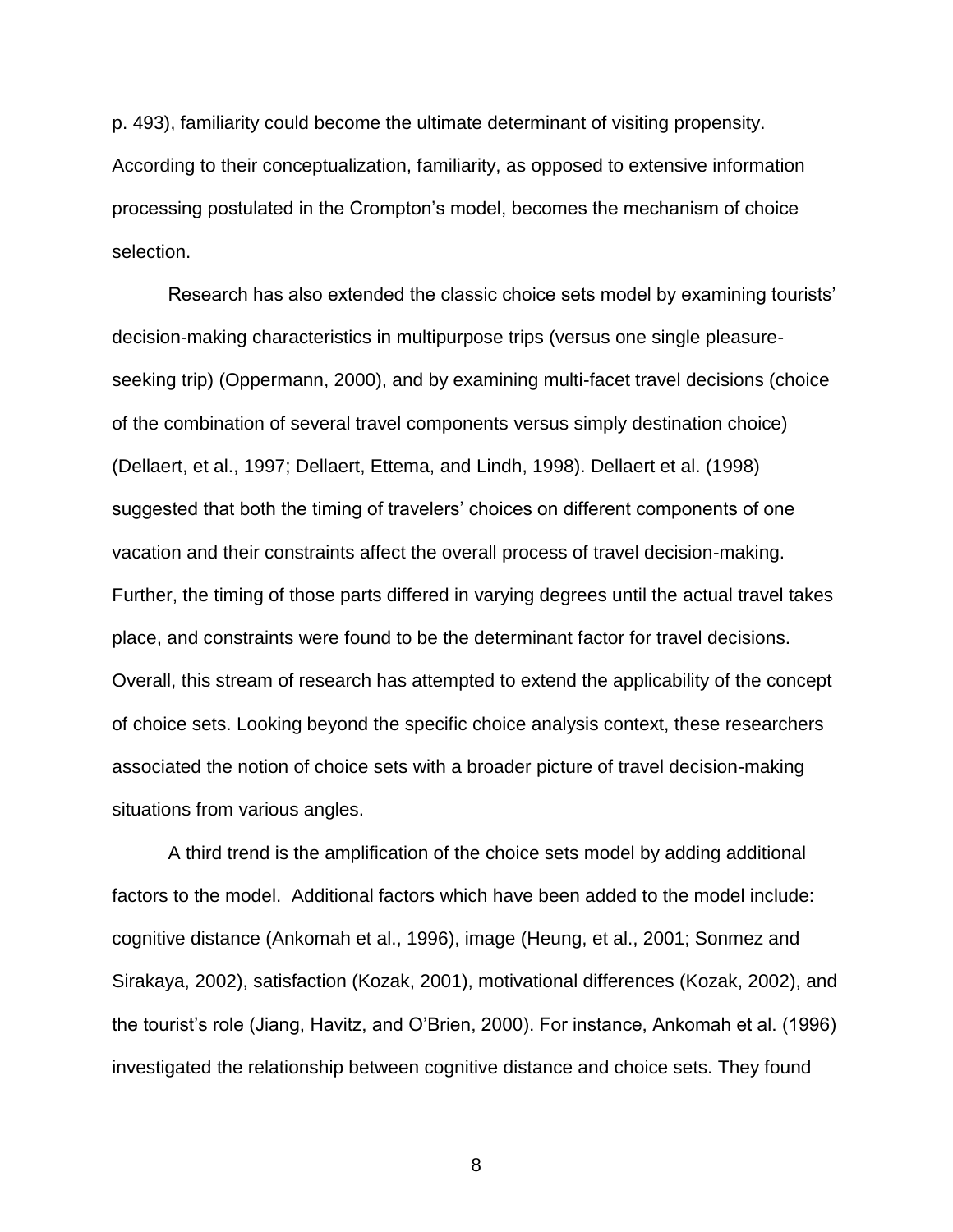p. 493), familiarity could become the ultimate determinant of visiting propensity. According to their conceptualization, familiarity, as opposed to extensive information processing postulated in the Crompton's model, becomes the mechanism of choice selection.

Research has also extended the classic choice sets model by examining tourists' decision-making characteristics in multipurpose trips (versus one single pleasure-seeking trip) (Oppermann, 2000), and by examining multi-facet travel decisions (choice of the combination of several travel components versus simply destination choice) (Dellaert, et al., 1997; Dellaert, Ettema, and Lindh, 1998). Dellaert et al. (1998) suggested that both the timing of travelers' choices on different components of one vacation and their constraints affect the overall process of travel decision-making. Further, the timing of those parts differed in varying degrees until the actual travel takes place, and constraints were found to be the determinant factor for travel decisions. Overall, this stream of research has attempted to extend the applicability of the concept of choice sets. Looking beyond the specific choice analysis context, these researchers associated the notion of choice sets with a broader picture of travel decision-making situations from various angles.

A third trend is the amplification of the choice sets model by adding additional factors to the model. Additional factors which have been added to the model include: cognitive distance (Ankomah et al., 1996), image (Heung, et al., 2001; Sonmez and Sirakaya, 2002), satisfaction (Kozak, 2001), motivational differences (Kozak, 2002), and the tourist's role (Jiang, Havitz, and O'Brien, 2000). For instance, Ankomah et al. (1996) investigated the relationship between cognitive distance and choice sets. They found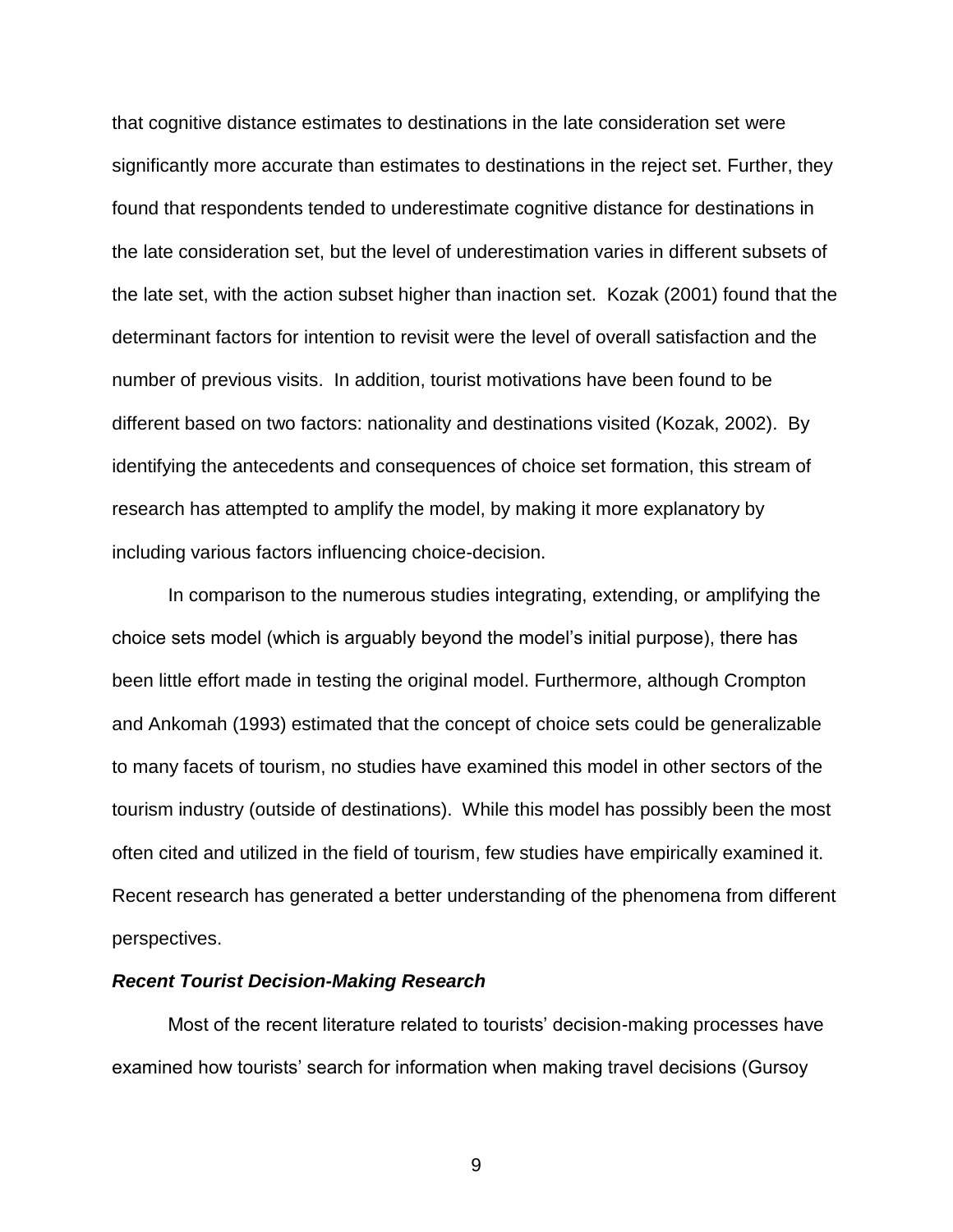that cognitive distance estimates to destinations in the late consideration set were significantly more accurate than estimates to destinations in the reject set. Further, they found that respondents tended to underestimate cognitive distance for destinations in the late consideration set, but the level of underestimation varies in different subsets of the late set, with the action subset higher than inaction set. Kozak (2001) found that the determinant factors for intention to revisit were the level of overall satisfaction and the number of previous visits. In addition, tourist motivations have been found to be different based on two factors: nationality and destinations visited (Kozak, 2002). By identifying the antecedents and consequences of choice set formation, this stream of research has attempted to amplify the model, by making it more explanatory by including various factors influencing choice-decision.

In comparison to the numerous studies integrating, extending, or amplifying the choice sets model (which is arguably beyond the model's initial purpose), there has been little effort made in testing the original model. Furthermore, although Crompton and Ankomah (1993) estimated that the concept of choice sets could be generalizable to many facets of tourism, no studies have examined this model in other sectors of the tourism industry (outside of destinations). While this model has possibly been the most often cited and utilized in the field of tourism, few studies have empirically examined it. Recent research has generated a better understanding of the phenomena from different perspectives.

### *Recent Tourist Decision-Making Research*

Most of the recent literature related to tourists' decision-making processes have examined how tourists' search for information when making travel decisions (Gursoy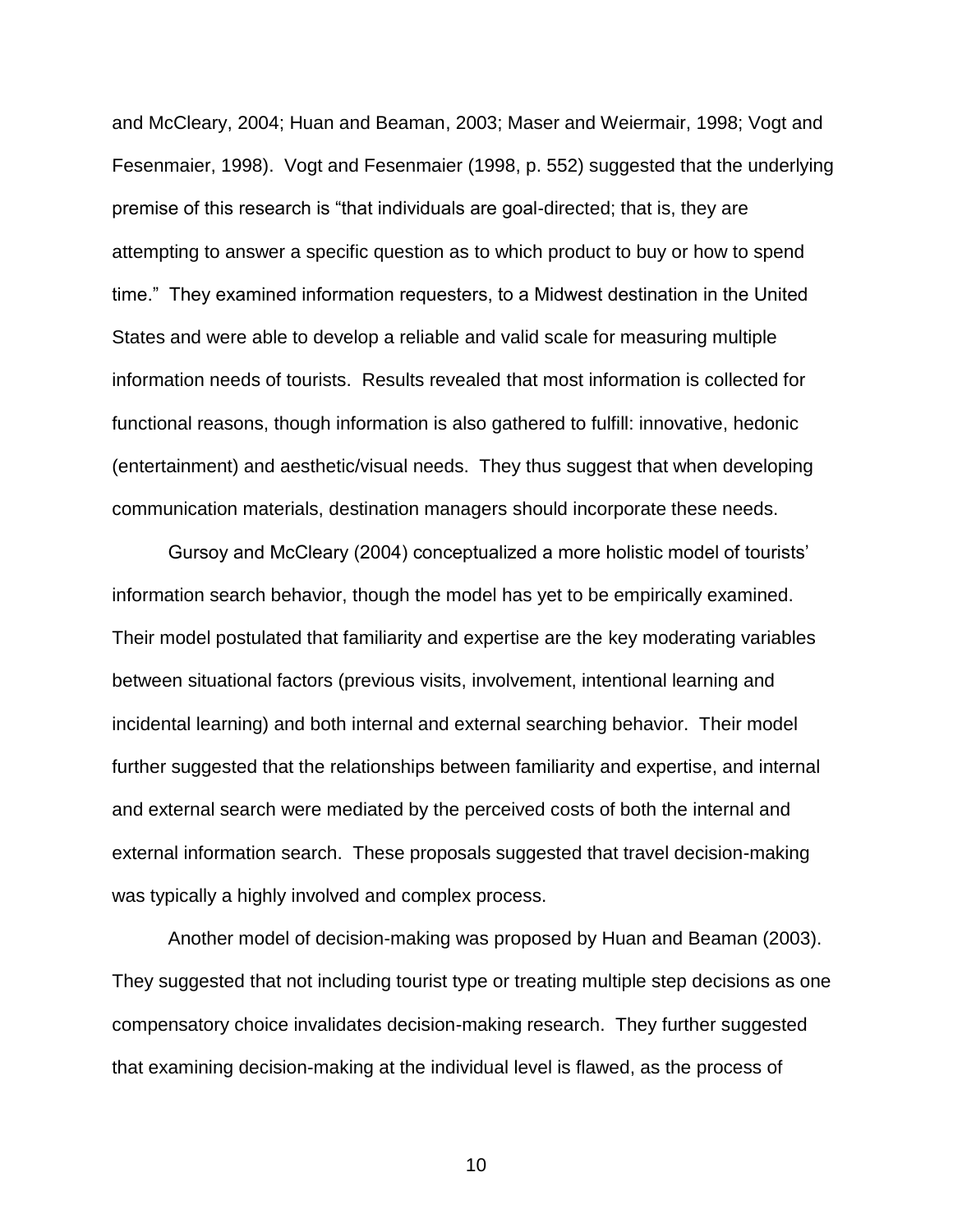and McCleary, 2004; Huan and Beaman, 2003; Maser and Weiermair, 1998; Vogt and Fesenmaier, 1998). Vogt and Fesenmaier (1998, p. 552) suggested that the underlying premise of this research is "that individuals are goal-directed; that is, they are attempting to answer a specific question as to which product to buy or how to spend time." They examined information requesters, to a Midwest destination in the United States and were able to develop a reliable and valid scale for measuring multiple information needs of tourists. Results revealed that most information is collected for functional reasons, though information is also gathered to fulfill: innovative, hedonic (entertainment) and aesthetic/visual needs. They thus suggest that when developing communication materials, destination managers should incorporate these needs.

Gursoy and McCleary (2004) conceptualized a more holistic model of tourists' information search behavior, though the model has yet to be empirically examined. Their model postulated that familiarity and expertise are the key moderating variables between situational factors (previous visits, involvement, intentional learning and incidental learning) and both internal and external searching behavior. Their model further suggested that the relationships between familiarity and expertise, and internal and external search were mediated by the perceived costs of both the internal and external information search. These proposals suggested that travel decision-making was typically a highly involved and complex process.

Another model of decision-making was proposed by Huan and Beaman (2003). They suggested that not including tourist type or treating multiple step decisions as one compensatory choice invalidates decision-making research. They further suggested that examining decision-making at the individual level is flawed, as the process of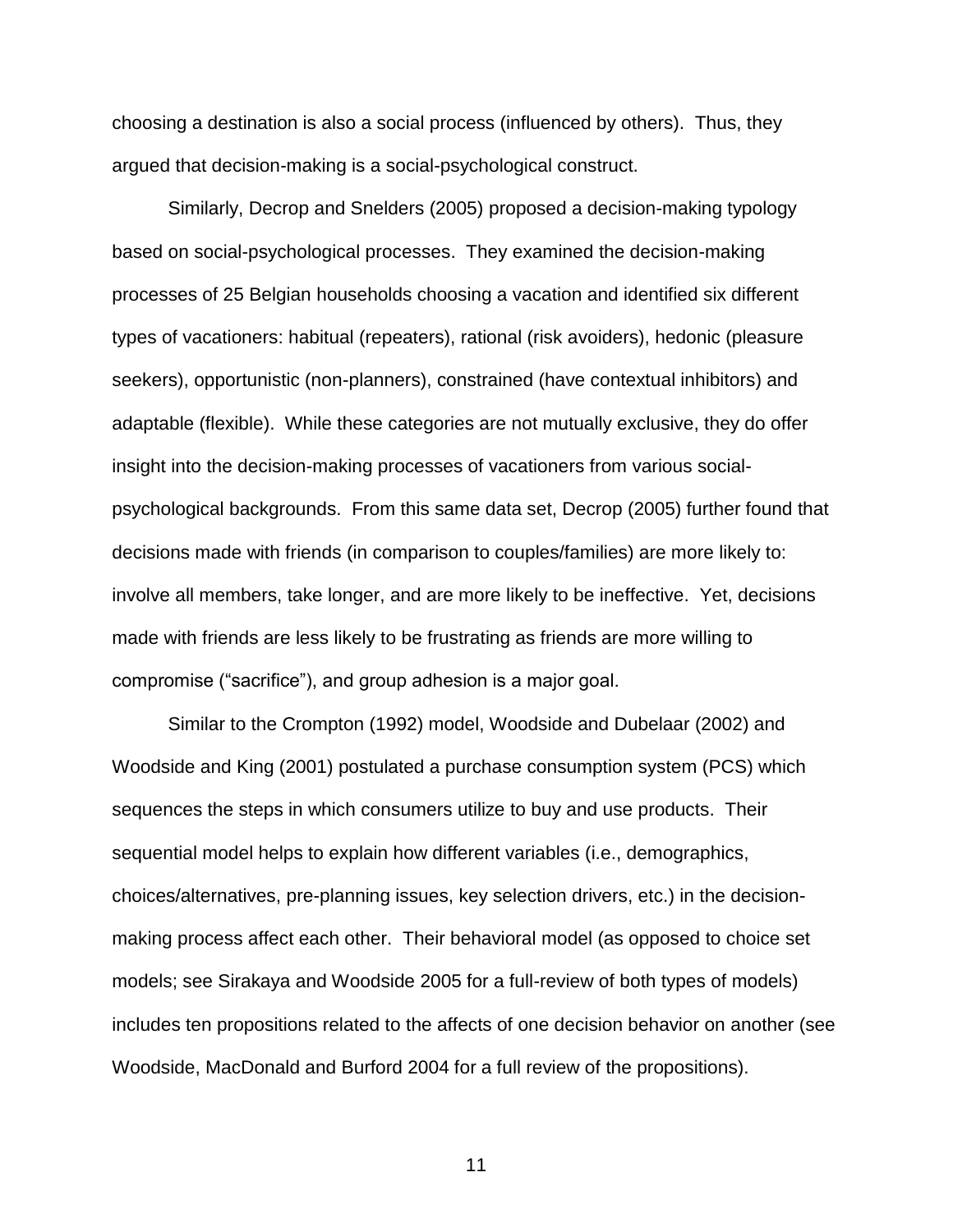choosing a destination is also a social process (influenced by others). Thus, they argued that decision-making is a social-psychological construct.

Similarly, Decrop and Snelders (2005) proposed a decision-making typology based on social-psychological processes. They examined the decision-making processes of 25 Belgian households choosing a vacation and identified six different types of vacationers: habitual (repeaters), rational (risk avoiders), hedonic (pleasure seekers), opportunistic (non-planners), constrained (have contextual inhibitors) and adaptable (flexible). While these categories are not mutually exclusive, they do offer insight into the decision-making processes of vacationers from various social-psychological backgrounds. From this same data set, Decrop (2005) further found that decisions made with friends (in comparison to couples/families) are more likely to: involve all members, take longer, and are more likely to be ineffective. Yet, decisions made with friends are less likely to be frustrating as friends are more willing to compromise ("sacrifice"), and group adhesion is a major goal.

Similar to the Crompton (1992) model, Woodside and Dubelaar (2002) and Woodside and King (2001) postulated a purchase consumption system (PCS) which sequences the steps in which consumers utilize to buy and use products. Their sequential model helps to explain how different variables (i.e., demographics, choices/alternatives, pre-planning issues, key selection drivers, etc.) in the decision-making process affect each other. Their behavioral model (as opposed to choice set models; see Sirakaya and Woodside 2005 for a full-review of both types of models) includes ten propositions related to the affects of one decision behavior on another (see Woodside, MacDonald and Burford 2004 for a full review of the propositions).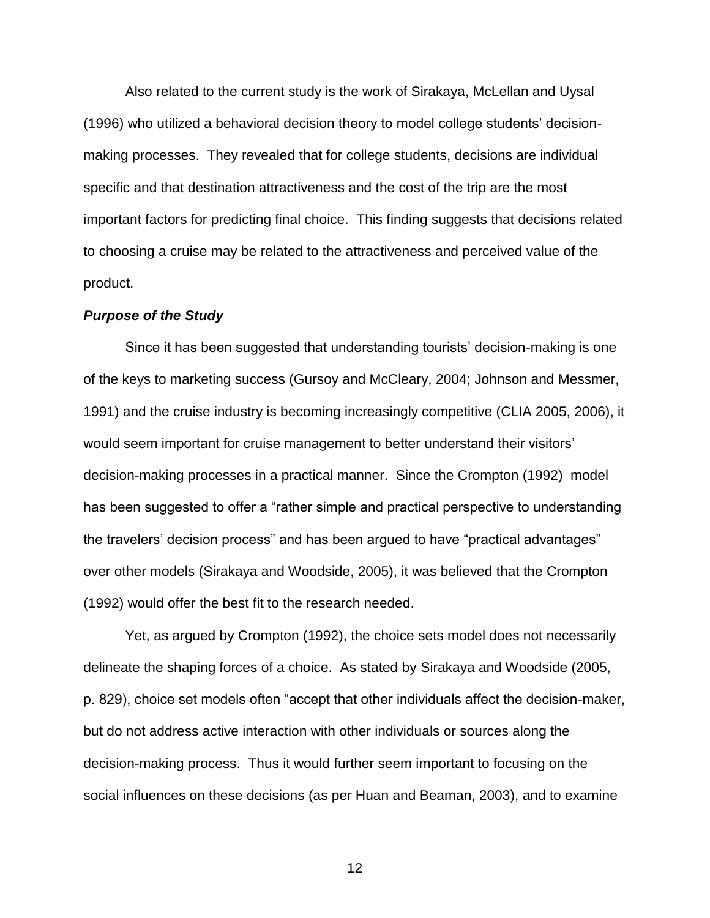Also related to the current study is the work of Sirakaya, McLellan and Uysal (1996) who utilized a behavioral decision theory to model college students' decision-making processes. They revealed that for college students, decisions are individual specific and that destination attractiveness and the cost of the trip are the most important factors for predicting final choice. This finding suggests that decisions related to choosing a cruise may be related to the attractiveness and perceived value of the product.

***Purpose of the Study***

Since it has been suggested that understanding tourists' decision-making is one of the keys to marketing success (Gursoy and McCleary, 2004; Johnson and Messmer, 1991) and the cruise industry is becoming increasingly competitive (CLIA 2005, 2006), it would seem important for cruise management to better understand their visitors' decision-making processes in a practical manner. Since the Crompton (1992) model has been suggested to offer a "rather simple and practical perspective to understanding the travelers' decision process" and has been argued to have "practical advantages" over other models (Sirakaya and Woodside, 2005), it was believed that the Crompton (1992) would offer the best fit to the research needed.

Yet, as argued by Crompton (1992), the choice sets model does not necessarily delineate the shaping forces of a choice. As stated by Sirakaya and Woodside (2005, p. 829), choice set models often "accept that other individuals affect the decision-maker, but do not address active interaction with other individuals or sources along the decision-making process. Thus it would further seem important to focusing on the social influences on these decisions (as per Huan and Beaman, 2003), and to examine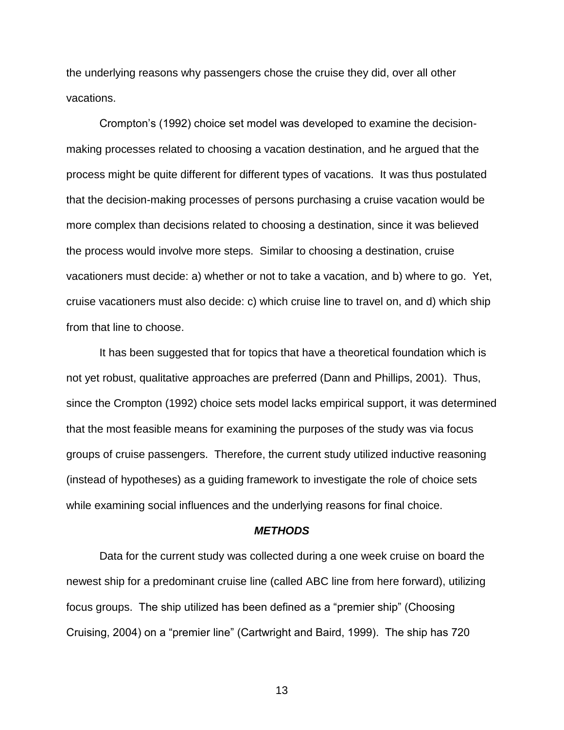the underlying reasons why passengers chose the cruise they did, over all other vacations.

Crompton's (1992) choice set model was developed to examine the decision-making processes related to choosing a vacation destination, and he argued that the process might be quite different for different types of vacations. It was thus postulated that the decision-making processes of persons purchasing a cruise vacation would be more complex than decisions related to choosing a destination, since it was believed the process would involve more steps. Similar to choosing a destination, cruise vacationers must decide: a) whether or not to take a vacation, and b) where to go. Yet, cruise vacationers must also decide: c) which cruise line to travel on, and d) which ship from that line to choose.

It has been suggested that for topics that have a theoretical foundation which is not yet robust, qualitative approaches are preferred (Dann and Phillips, 2001). Thus, since the Crompton (1992) choice sets model lacks empirical support, it was determined that the most feasible means for examining the purposes of the study was via focus groups of cruise passengers. Therefore, the current study utilized inductive reasoning (instead of hypotheses) as a guiding framework to investigate the role of choice sets while examining social influences and the underlying reasons for final choice.

## *METHODS*

Data for the current study was collected during a one week cruise on board the newest ship for a predominant cruise line (called ABC line from here forward), utilizing focus groups. The ship utilized has been defined as a "premier ship" (Choosing Cruising, 2004) on a "premier line" (Cartwright and Baird, 1999). The ship has 720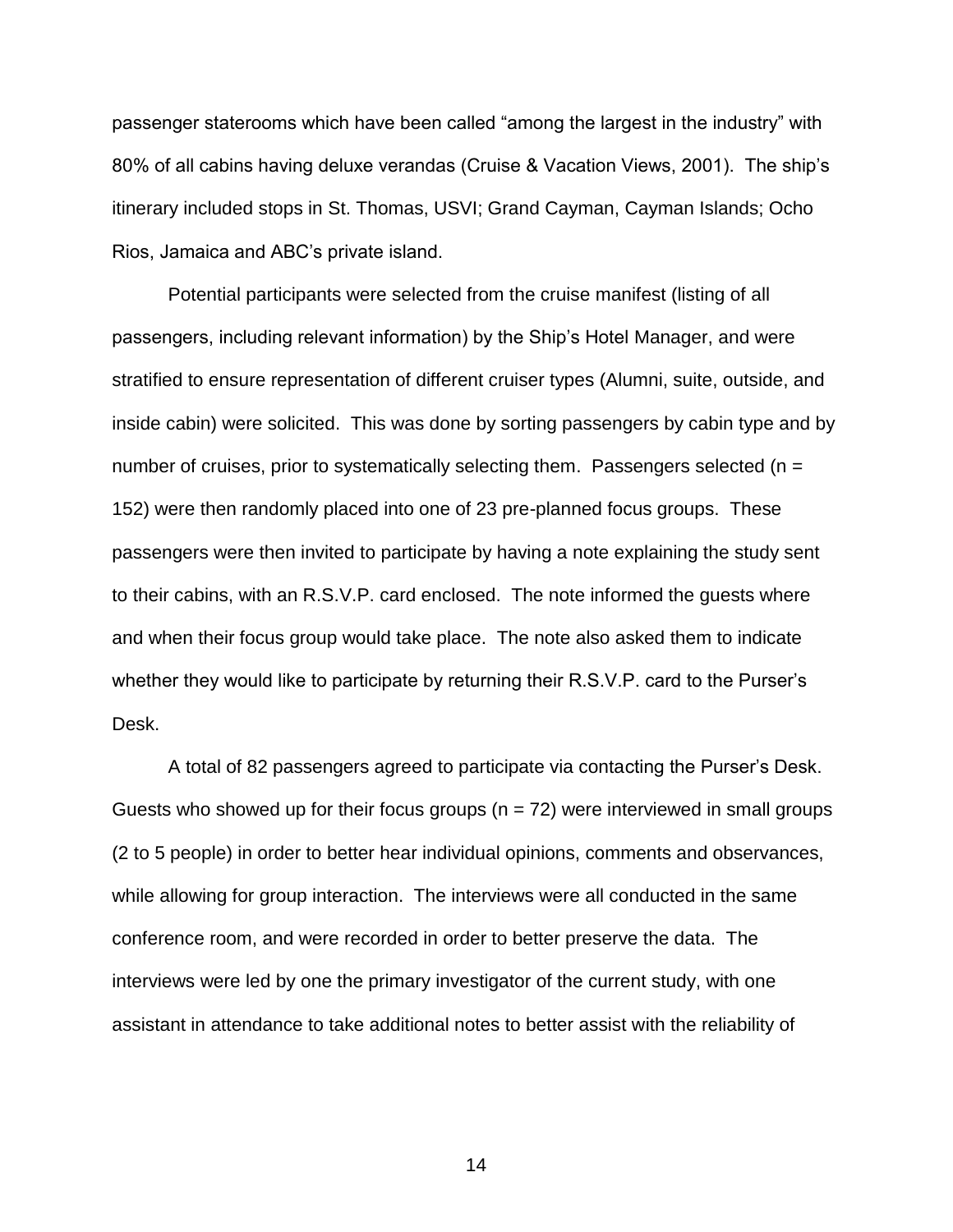passenger staterooms which have been called "among the largest in the industry" with 80% of all cabins having deluxe verandas (Cruise & Vacation Views, 2001). The ship's itinerary included stops in St. Thomas, USVI; Grand Cayman, Cayman Islands; Ocho Rios, Jamaica and ABC's private island.

Potential participants were selected from the cruise manifest (listing of all passengers, including relevant information) by the Ship's Hotel Manager, and were stratified to ensure representation of different cruiser types (Alumni, suite, outside, and inside cabin) were solicited. This was done by sorting passengers by cabin type and by number of cruises, prior to systematically selecting them. Passengers selected (n = 152) were then randomly placed into one of 23 pre-planned focus groups. These passengers were then invited to participate by having a note explaining the study sent to their cabins, with an R.S.V.P. card enclosed. The note informed the guests where and when their focus group would take place. The note also asked them to indicate whether they would like to participate by returning their R.S.V.P. card to the Purser's Desk.

A total of 82 passengers agreed to participate via contacting the Purser's Desk. Guests who showed up for their focus groups (n = 72) were interviewed in small groups (2 to 5 people) in order to better hear individual opinions, comments and observances, while allowing for group interaction. The interviews were all conducted in the same conference room, and were recorded in order to better preserve the data. The interviews were led by one the primary investigator of the current study, with one assistant in attendance to take additional notes to better assist with the reliability of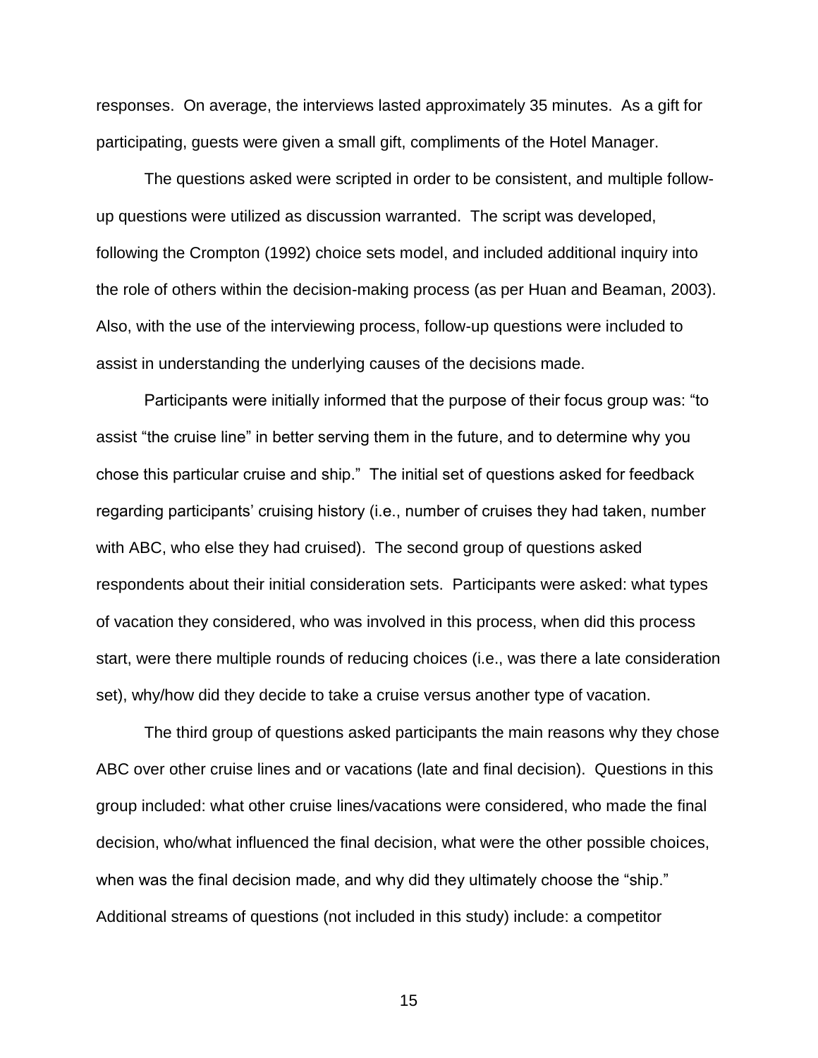responses. On average, the interviews lasted approximately 35 minutes. As a gift for participating, guests were given a small gift, compliments of the Hotel Manager.

The questions asked were scripted in order to be consistent, and multiple follow-up questions were utilized as discussion warranted. The script was developed, following the Crompton (1992) choice sets model, and included additional inquiry into the role of others within the decision-making process (as per Huan and Beaman, 2003). Also, with the use of the interviewing process, follow-up questions were included to assist in understanding the underlying causes of the decisions made.

Participants were initially informed that the purpose of their focus group was: "to assist "the cruise line" in better serving them in the future, and to determine why you chose this particular cruise and ship." The initial set of questions asked for feedback regarding participants' cruising history (i.e., number of cruises they had taken, number with ABC, who else they had cruised). The second group of questions asked respondents about their initial consideration sets. Participants were asked: what types of vacation they considered, who was involved in this process, when did this process start, were there multiple rounds of reducing choices (i.e., was there a late consideration set), why/how did they decide to take a cruise versus another type of vacation.

The third group of questions asked participants the main reasons why they chose ABC over other cruise lines and or vacations (late and final decision). Questions in this group included: what other cruise lines/vacations were considered, who made the final decision, who/what influenced the final decision, what were the other possible choices, when was the final decision made, and why did they ultimately choose the "ship." Additional streams of questions (not included in this study) include: a competitor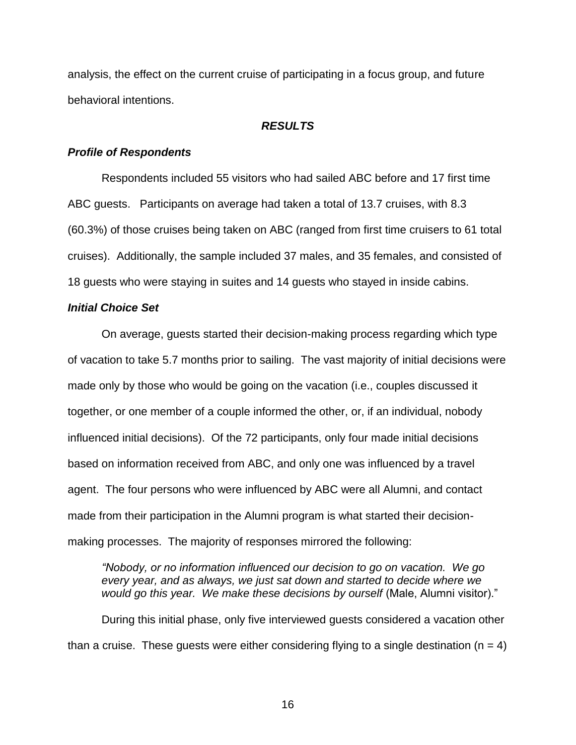analysis, the effect on the current cruise of participating in a focus group, and future behavioral intentions.

## *RESULTS*

### *Profile of Respondents*

Respondents included 55 visitors who had sailed ABC before and 17 first time ABC guests. Participants on average had taken a total of 13.7 cruises, with 8.3 (60.3%) of those cruises being taken on ABC (ranged from first time cruisers to 61 total cruises). Additionally, the sample included 37 males, and 35 females, and consisted of 18 guests who were staying in suites and 14 guests who stayed in inside cabins.

### *Initial Choice Set*

On average, guests started their decision-making process regarding which type of vacation to take 5.7 months prior to sailing. The vast majority of initial decisions were made only by those who would be going on the vacation (i.e., couples discussed it together, or one member of a couple informed the other, or, if an individual, nobody influenced initial decisions). Of the 72 participants, only four made initial decisions based on information received from ABC, and only one was influenced by a travel agent. The four persons who were influenced by ABC were all Alumni, and contact made from their participation in the Alumni program is what started their decision-making processes. The majority of responses mirrored the following:

> *"Nobody, or no information influenced our decision to go on vacation. We go every year, and as always, we just sat down and started to decide where we would go this year. We make these decisions by ourself* (Male, Alumni visitor)."

During this initial phase, only five interviewed guests considered a vacation other than a cruise. These guests were either considering flying to a single destination (n = 4)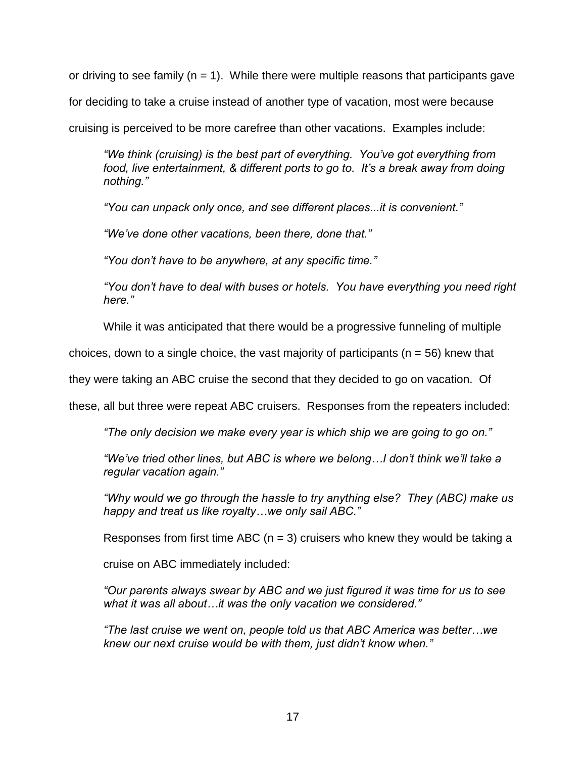or driving to see family (n = 1). While there were multiple reasons that participants gave for deciding to take a cruise instead of another type of vacation, most were because cruising is perceived to be more carefree than other vacations. Examples include:

> *"We think (cruising) is the best part of everything. You've got everything from food, live entertainment, & different ports to go to. It's a break away from doing nothing."*
>
> *"You can unpack only once, and see different places...it is convenient."*
>
> *"We've done other vacations, been there, done that."*
>
> *"You don't have to be anywhere, at any specific time."*
>
> *"You don't have to deal with buses or hotels. You have everything you need right here."*

While it was anticipated that there would be a progressive funneling of multiple choices, down to a single choice, the vast majority of participants (n = 56) knew that they were taking an ABC cruise the second that they decided to go on vacation. Of these, all but three were repeat ABC cruisers. Responses from the repeaters included:

> *"The only decision we make every year is which ship we are going to go on."*
>
> *"We've tried other lines, but ABC is where we belong…I don't think we'll take a regular vacation again."*
>
> *"Why would we go through the hassle to try anything else? They (ABC) make us happy and treat us like royalty…we only sail ABC."*

Responses from first time ABC (n = 3) cruisers who knew they would be taking a cruise on ABC immediately included:

> *"Our parents always swear by ABC and we just figured it was time for us to see what it was all about…it was the only vacation we considered."*
>
> *"The last cruise we went on, people told us that ABC America was better…we knew our next cruise would be with them, just didn't know when."*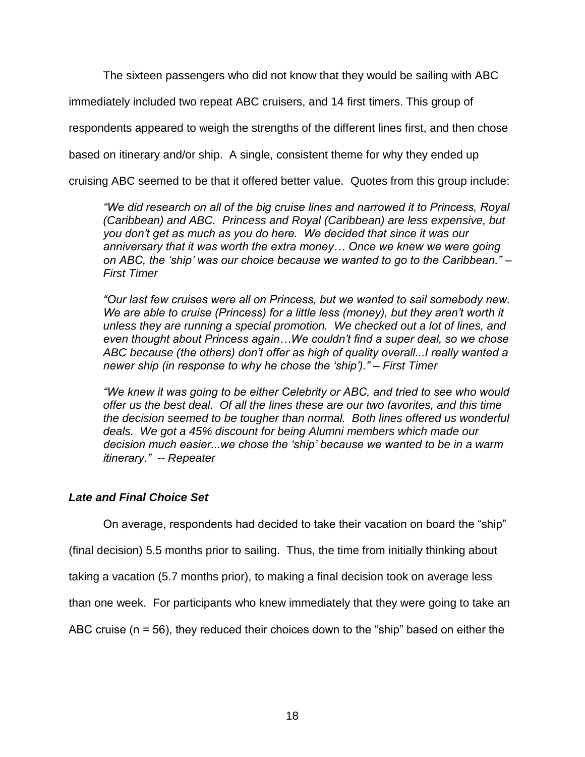The sixteen passengers who did not know that they would be sailing with ABC immediately included two repeat ABC cruisers, and 14 first timers. This group of respondents appeared to weigh the strengths of the different lines first, and then chose based on itinerary and/or ship. A single, consistent theme for why they ended up cruising ABC seemed to be that it offered better value. Quotes from this group include:

> *"We did research on all of the big cruise lines and narrowed it to Princess, Royal (Caribbean) and ABC. Princess and Royal (Caribbean) are less expensive, but you don't get as much as you do here. We decided that since it was our anniversary that it was worth the extra money… Once we knew we were going on ABC, the 'ship' was our choice because we wanted to go to the Caribbean." – First Timer*

> *"Our last few cruises were all on Princess, but we wanted to sail somebody new. We are able to cruise (Princess) for a little less (money), but they aren't worth it unless they are running a special promotion. We checked out a lot of lines, and even thought about Princess again…We couldn't find a super deal, so we chose ABC because (the others) don't offer as high of quality overall...I really wanted a newer ship (in response to why he chose the 'ship')." – First Timer*

> *"We knew it was going to be either Celebrity or ABC, and tried to see who would offer us the best deal. Of all the lines these are our two favorites, and this time the decision seemed to be tougher than normal. Both lines offered us wonderful deals. We got a 45% discount for being Alumni members which made our decision much easier...we chose the 'ship' because we wanted to be in a warm itinerary." -- Repeater*

### ***Late and Final Choice Set***

On average, respondents had decided to take their vacation on board the "ship" (final decision) 5.5 months prior to sailing. Thus, the time from initially thinking about taking a vacation (5.7 months prior), to making a final decision took on average less than one week. For participants who knew immediately that they were going to take an ABC cruise ($n = 56$), they reduced their choices down to the "ship" based on either the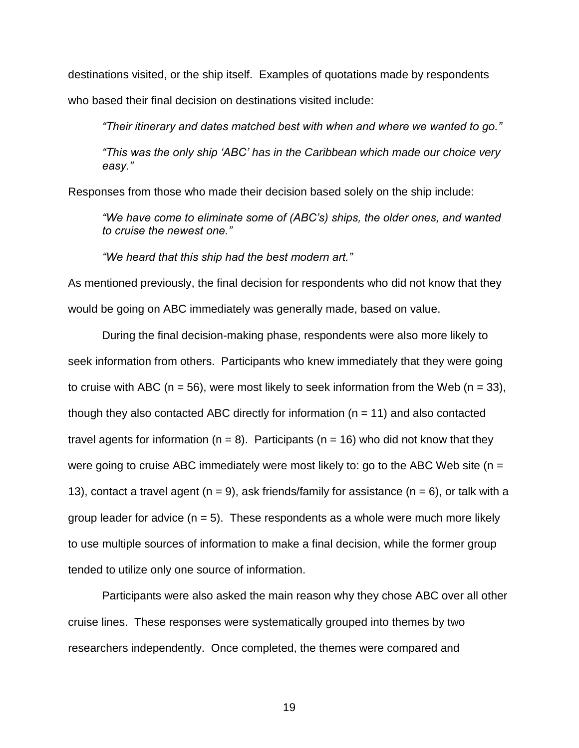destinations visited, or the ship itself. Examples of quotations made by respondents who based their final decision on destinations visited include:

> *"Their itinerary and dates matched best with when and where we wanted to go."*
>
> *"This was the only ship 'ABC' has in the Caribbean which made our choice very easy."*

Responses from those who made their decision based solely on the ship include:

> *"We have come to eliminate some of (ABC's) ships, the older ones, and wanted to cruise the newest one."*
>
> *"We heard that this ship had the best modern art."*

As mentioned previously, the final decision for respondents who did not know that they would be going on ABC immediately was generally made, based on value.

During the final decision-making phase, respondents were also more likely to seek information from others. Participants who knew immediately that they were going to cruise with ABC (n = 56), were most likely to seek information from the Web (n = 33), though they also contacted ABC directly for information (n = 11) and also contacted travel agents for information (n = 8). Participants (n = 16) who did not know that they were going to cruise ABC immediately were most likely to: go to the ABC Web site (n = 13), contact a travel agent (n = 9), ask friends/family for assistance (n = 6), or talk with a group leader for advice (n = 5). These respondents as a whole were much more likely to use multiple sources of information to make a final decision, while the former group tended to utilize only one source of information.

Participants were also asked the main reason why they chose ABC over all other cruise lines. These responses were systematically grouped into themes by two researchers independently. Once completed, the themes were compared and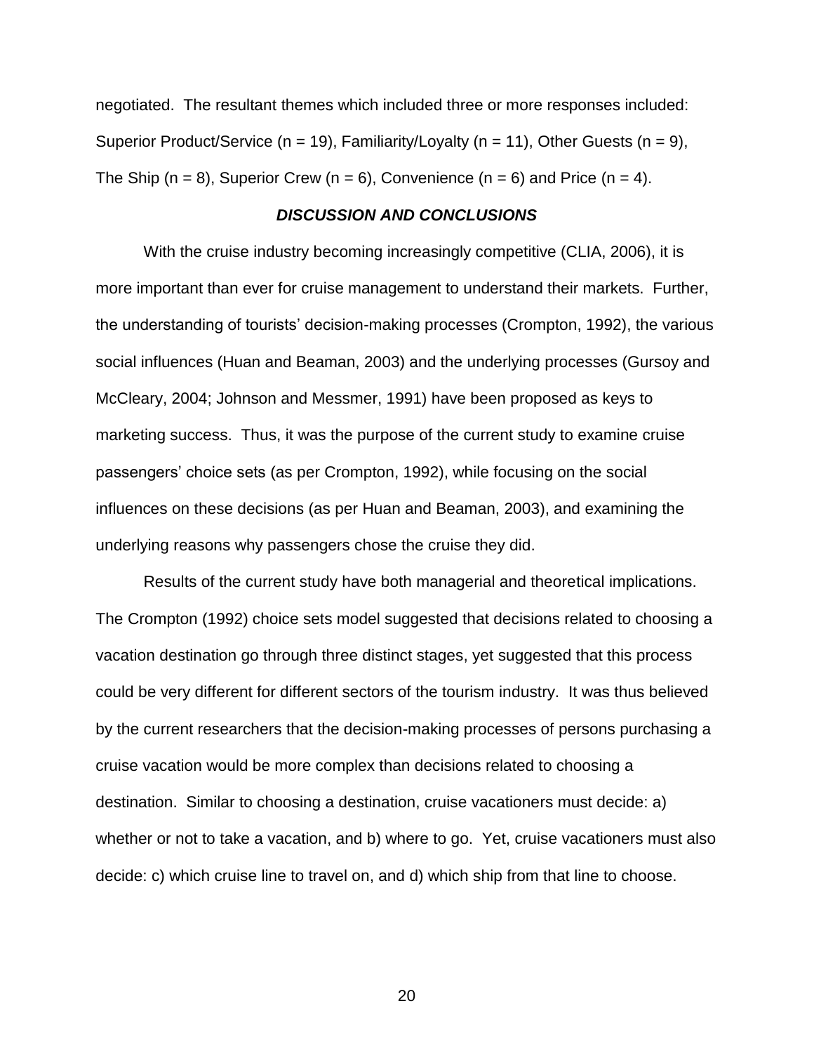negotiated. The resultant themes which included three or more responses included: Superior Product/Service (n = 19), Familiarity/Loyalty (n = 11), Other Guests (n = 9), The Ship (n = 8), Superior Crew (n = 6), Convenience (n = 6) and Price (n = 4).

## *DISCUSSION AND CONCLUSIONS*

With the cruise industry becoming increasingly competitive (CLIA, 2006), it is more important than ever for cruise management to understand their markets. Further, the understanding of tourists' decision-making processes (Crompton, 1992), the various social influences (Huan and Beaman, 2003) and the underlying processes (Gursoy and McCleary, 2004; Johnson and Messmer, 1991) have been proposed as keys to marketing success. Thus, it was the purpose of the current study to examine cruise passengers' choice sets (as per Crompton, 1992), while focusing on the social influences on these decisions (as per Huan and Beaman, 2003), and examining the underlying reasons why passengers chose the cruise they did.

Results of the current study have both managerial and theoretical implications. The Crompton (1992) choice sets model suggested that decisions related to choosing a vacation destination go through three distinct stages, yet suggested that this process could be very different for different sectors of the tourism industry. It was thus believed by the current researchers that the decision-making processes of persons purchasing a cruise vacation would be more complex than decisions related to choosing a destination. Similar to choosing a destination, cruise vacationers must decide: a) whether or not to take a vacation, and b) where to go. Yet, cruise vacationers must also decide: c) which cruise line to travel on, and d) which ship from that line to choose.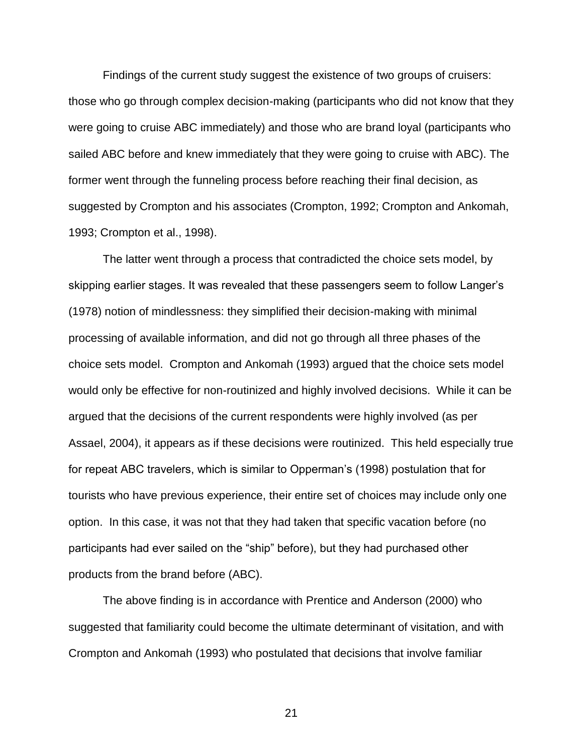Findings of the current study suggest the existence of two groups of cruisers: those who go through complex decision-making (participants who did not know that they were going to cruise ABC immediately) and those who are brand loyal (participants who sailed ABC before and knew immediately that they were going to cruise with ABC). The former went through the funneling process before reaching their final decision, as suggested by Crompton and his associates (Crompton, 1992; Crompton and Ankomah, 1993; Crompton et al., 1998).

The latter went through a process that contradicted the choice sets model, by skipping earlier stages. It was revealed that these passengers seem to follow Langer's (1978) notion of mindlessness: they simplified their decision-making with minimal processing of available information, and did not go through all three phases of the choice sets model. Crompton and Ankomah (1993) argued that the choice sets model would only be effective for non-routinized and highly involved decisions. While it can be argued that the decisions of the current respondents were highly involved (as per Assael, 2004), it appears as if these decisions were routinized. This held especially true for repeat ABC travelers, which is similar to Opperman's (1998) postulation that for tourists who have previous experience, their entire set of choices may include only one option. In this case, it was not that they had taken that specific vacation before (no participants had ever sailed on the "ship" before), but they had purchased other products from the brand before (ABC).

The above finding is in accordance with Prentice and Anderson (2000) who suggested that familiarity could become the ultimate determinant of visitation, and with Crompton and Ankomah (1993) who postulated that decisions that involve familiar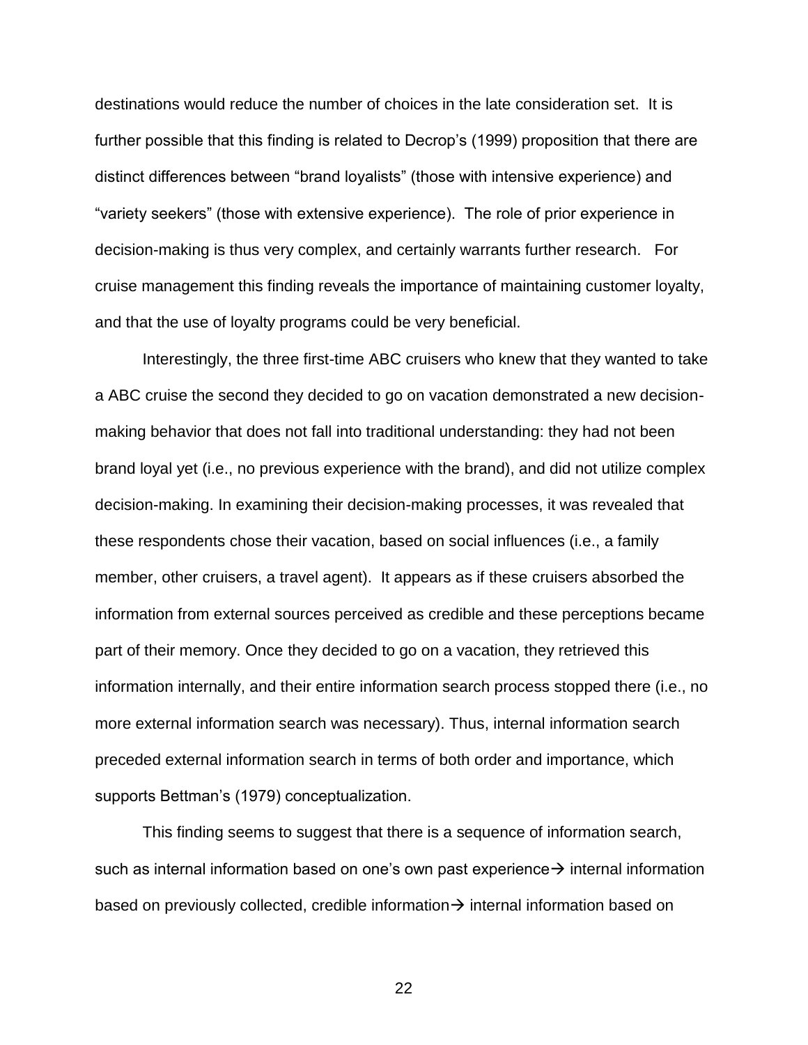destinations would reduce the number of choices in the late consideration set. It is further possible that this finding is related to Decrop's (1999) proposition that there are distinct differences between "brand loyalists" (those with intensive experience) and "variety seekers" (those with extensive experience). The role of prior experience in decision-making is thus very complex, and certainly warrants further research. For cruise management this finding reveals the importance of maintaining customer loyalty, and that the use of loyalty programs could be very beneficial.

Interestingly, the three first-time ABC cruisers who knew that they wanted to take a ABC cruise the second they decided to go on vacation demonstrated a new decision-making behavior that does not fall into traditional understanding: they had not been brand loyal yet (i.e., no previous experience with the brand), and did not utilize complex decision-making. In examining their decision-making processes, it was revealed that these respondents chose their vacation, based on social influences (i.e., a family member, other cruisers, a travel agent). It appears as if these cruisers absorbed the information from external sources perceived as credible and these perceptions became part of their memory. Once they decided to go on a vacation, they retrieved this information internally, and their entire information search process stopped there (i.e., no more external information search was necessary). Thus, internal information search preceded external information search in terms of both order and importance, which supports Bettman's (1979) conceptualization.

This finding seems to suggest that there is a sequence of information search, such as internal information based on one's own past experience→ internal information based on previously collected, credible information→ internal information based on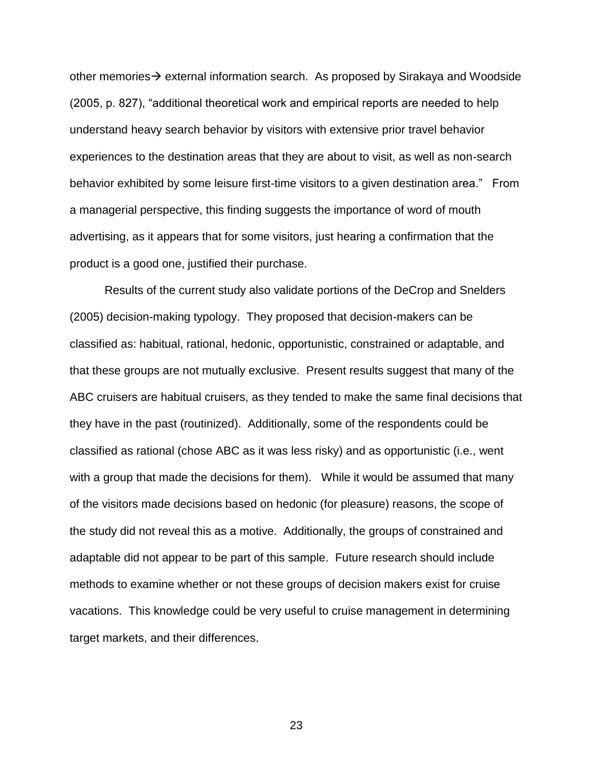other memories→ external information search. As proposed by Sirakaya and Woodside (2005, p. 827), "additional theoretical work and empirical reports are needed to help understand heavy search behavior by visitors with extensive prior travel behavior experiences to the destination areas that they are about to visit, as well as non-search behavior exhibited by some leisure first-time visitors to a given destination area." From a managerial perspective, this finding suggests the importance of word of mouth advertising, as it appears that for some visitors, just hearing a confirmation that the product is a good one, justified their purchase.

Results of the current study also validate portions of the DeCrop and Snelders (2005) decision-making typology. They proposed that decision-makers can be classified as: habitual, rational, hedonic, opportunistic, constrained or adaptable, and that these groups are not mutually exclusive. Present results suggest that many of the ABC cruisers are habitual cruisers, as they tended to make the same final decisions that they have in the past (routinized). Additionally, some of the respondents could be classified as rational (chose ABC as it was less risky) and as opportunistic (i.e., went with a group that made the decisions for them). While it would be assumed that many of the visitors made decisions based on hedonic (for pleasure) reasons, the scope of the study did not reveal this as a motive. Additionally, the groups of constrained and adaptable did not appear to be part of this sample. Future research should include methods to examine whether or not these groups of decision makers exist for cruise vacations. This knowledge could be very useful to cruise management in determining target markets, and their differences.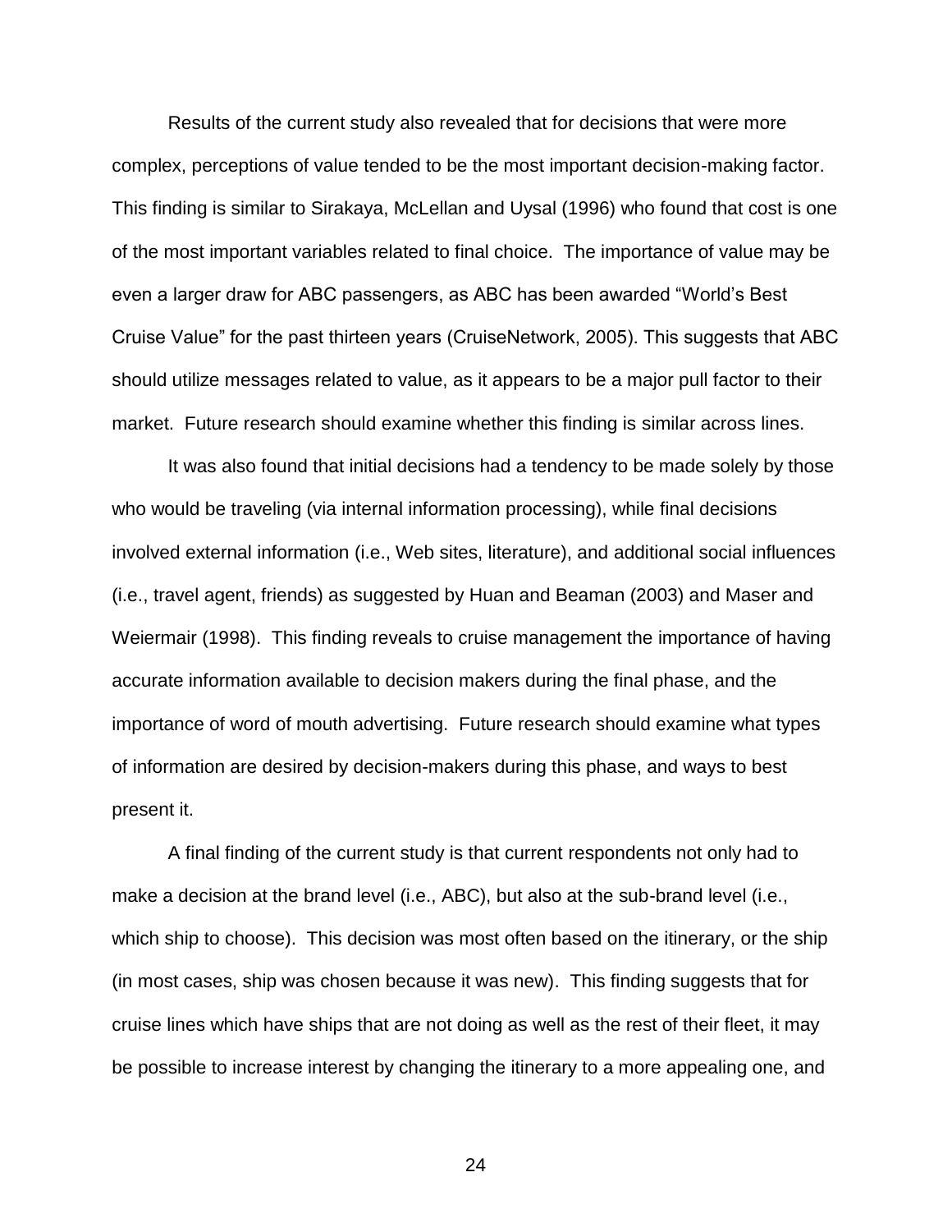Results of the current study also revealed that for decisions that were more complex, perceptions of value tended to be the most important decision-making factor. This finding is similar to Sirakaya, McLellan and Uysal (1996) who found that cost is one of the most important variables related to final choice. The importance of value may be even a larger draw for ABC passengers, as ABC has been awarded "World's Best Cruise Value" for the past thirteen years (CruiseNetwork, 2005). This suggests that ABC should utilize messages related to value, as it appears to be a major pull factor to their market. Future research should examine whether this finding is similar across lines.

It was also found that initial decisions had a tendency to be made solely by those who would be traveling (via internal information processing), while final decisions involved external information (i.e., Web sites, literature), and additional social influences (i.e., travel agent, friends) as suggested by Huan and Beaman (2003) and Maser and Weiermair (1998). This finding reveals to cruise management the importance of having accurate information available to decision makers during the final phase, and the importance of word of mouth advertising. Future research should examine what types of information are desired by decision-makers during this phase, and ways to best present it.

A final finding of the current study is that current respondents not only had to make a decision at the brand level (i.e., ABC), but also at the sub-brand level (i.e., which ship to choose). This decision was most often based on the itinerary, or the ship (in most cases, ship was chosen because it was new). This finding suggests that for cruise lines which have ships that are not doing as well as the rest of their fleet, it may be possible to increase interest by changing the itinerary to a more appealing one, and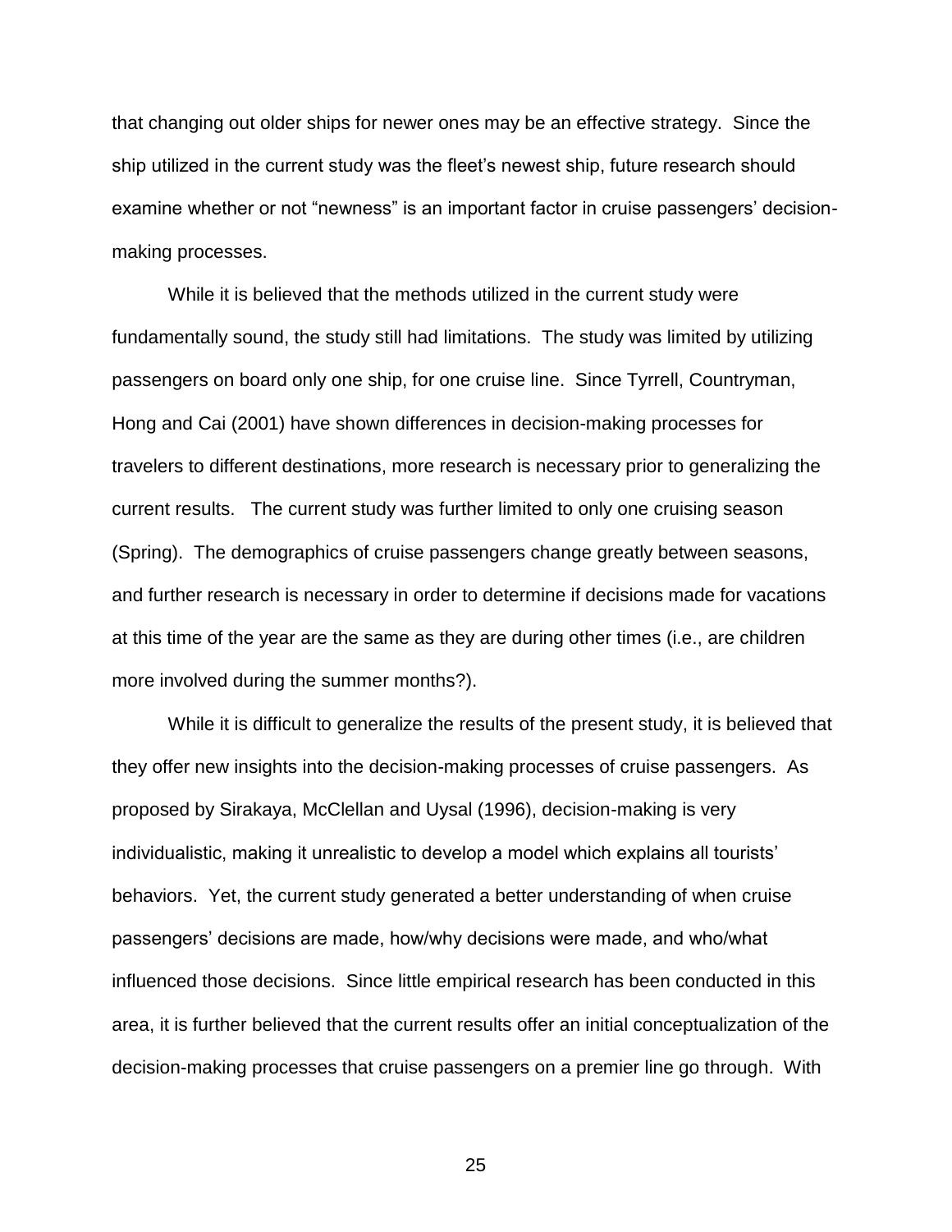that changing out older ships for newer ones may be an effective strategy. Since the ship utilized in the current study was the fleet's newest ship, future research should examine whether or not "newness" is an important factor in cruise passengers' decision-making processes.

While it is believed that the methods utilized in the current study were fundamentally sound, the study still had limitations. The study was limited by utilizing passengers on board only one ship, for one cruise line. Since Tyrrell, Countryman, Hong and Cai (2001) have shown differences in decision-making processes for travelers to different destinations, more research is necessary prior to generalizing the current results. The current study was further limited to only one cruising season (Spring). The demographics of cruise passengers change greatly between seasons, and further research is necessary in order to determine if decisions made for vacations at this time of the year are the same as they are during other times (i.e., are children more involved during the summer months?).

While it is difficult to generalize the results of the present study, it is believed that they offer new insights into the decision-making processes of cruise passengers. As proposed by Sirakaya, McClellan and Uysal (1996), decision-making is very individualistic, making it unrealistic to develop a model which explains all tourists' behaviors. Yet, the current study generated a better understanding of when cruise passengers' decisions are made, how/why decisions were made, and who/what influenced those decisions. Since little empirical research has been conducted in this area, it is further believed that the current results offer an initial conceptualization of the decision-making processes that cruise passengers on a premier line go through. With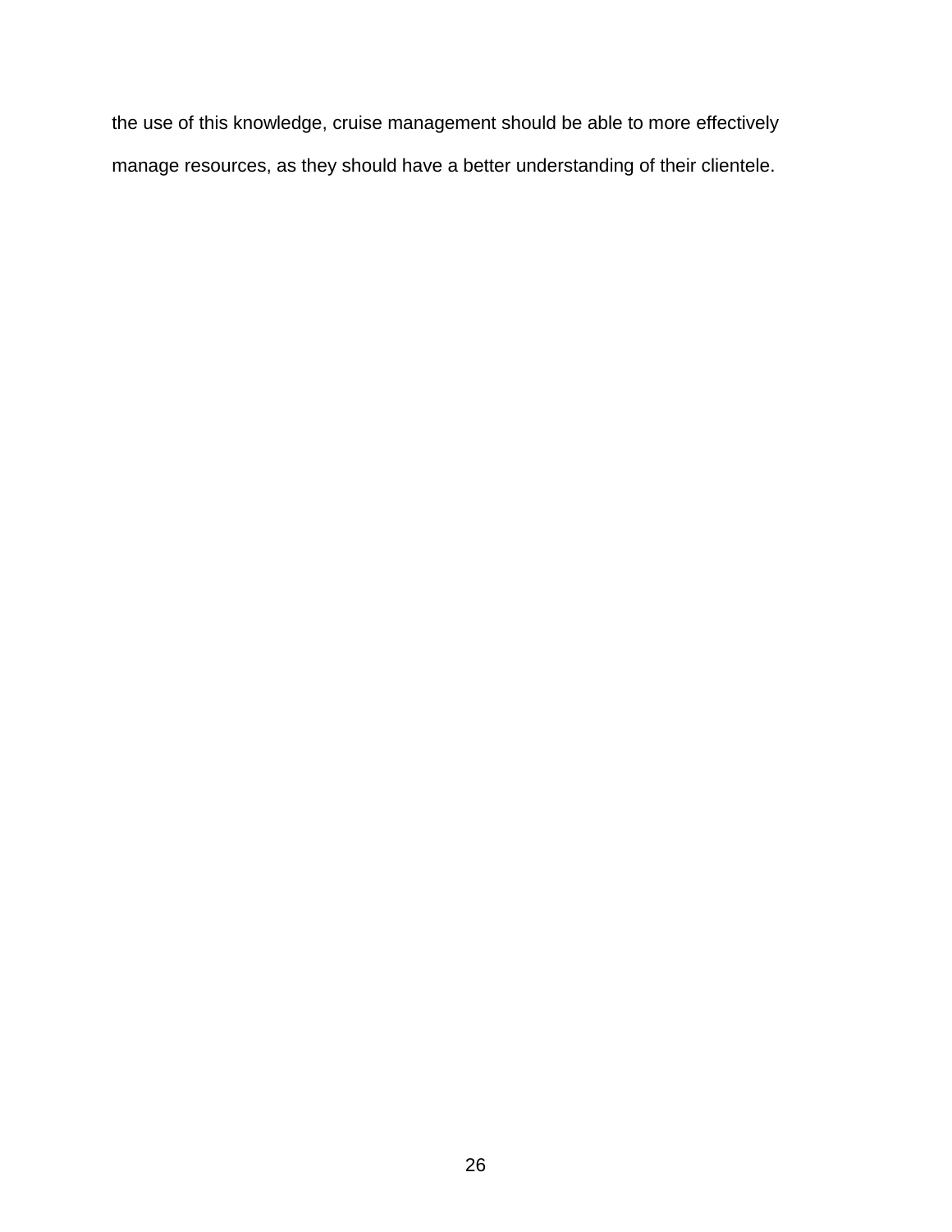the use of this knowledge, cruise management should be able to more effectively manage resources, as they should have a better understanding of their clientele.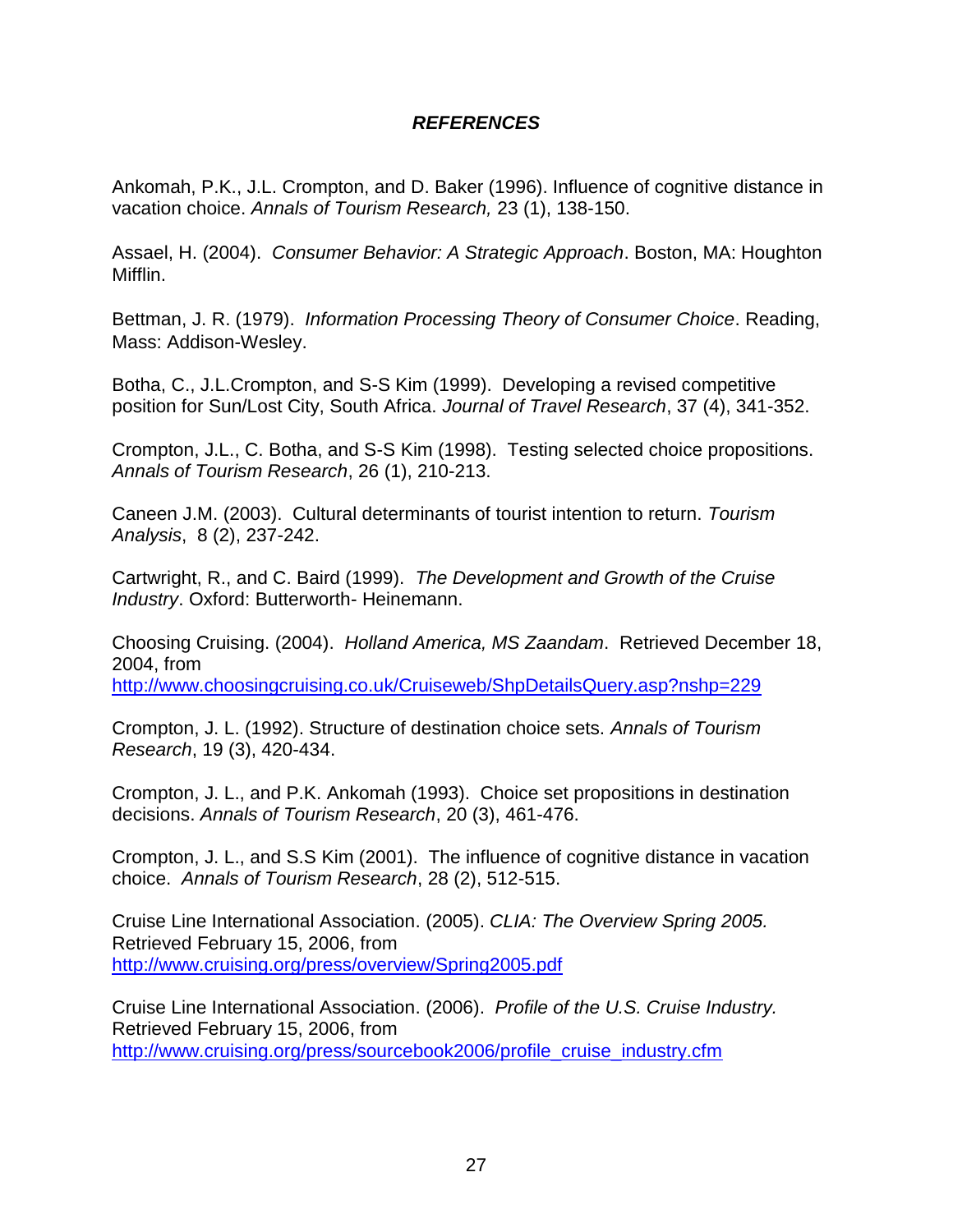## *REFERENCES*

Ankomah, P.K., J.L. Crompton, and D. Baker (1996). Influence of cognitive distance in vacation choice. *Annals of Tourism Research,* 23 (1), 138-150.

Assael, H. (2004). *Consumer Behavior: A Strategic Approach*. Boston, MA: Houghton Mifflin.

Bettman, J. R. (1979). *Information Processing Theory of Consumer Choice*. Reading, Mass: Addison-Wesley.

Botha, C., J.L.Crompton, and S-S Kim (1999). Developing a revised competitive position for Sun/Lost City, South Africa. *Journal of Travel Research*, 37 (4), 341-352.

Crompton, J.L., C. Botha, and S-S Kim (1998). Testing selected choice propositions. *Annals of Tourism Research*, 26 (1), 210-213.

Caneen J.M. (2003). Cultural determinants of tourist intention to return. *Tourism Analysis*, 8 (2), 237-242.

Cartwright, R., and C. Baird (1999). *The Development and Growth of the Cruise Industry*. Oxford: Butterworth- Heinemann.

Choosing Cruising. (2004). *Holland America, MS Zaandam*. Retrieved December 18, 2004, from http://www.choosingcruising.co.uk/Cruiseweb/ShpDetailsQuery.asp?nshp=229

Crompton, J. L. (1992). Structure of destination choice sets. *Annals of Tourism Research*, 19 (3), 420-434.

Crompton, J. L., and P.K. Ankomah (1993). Choice set propositions in destination decisions. *Annals of Tourism Research*, 20 (3), 461-476.

Crompton, J. L., and S.S Kim (2001). The influence of cognitive distance in vacation choice. *Annals of Tourism Research*, 28 (2), 512-515.

Cruise Line International Association. (2005). *CLIA: The Overview Spring 2005.* Retrieved February 15, 2006, from http://www.cruising.org/press/overview/Spring2005.pdf

Cruise Line International Association. (2006). *Profile of the U.S. Cruise Industry.* Retrieved February 15, 2006, from http://www.cruising.org/press/sourcebook2006/profile_cruise_industry.cfm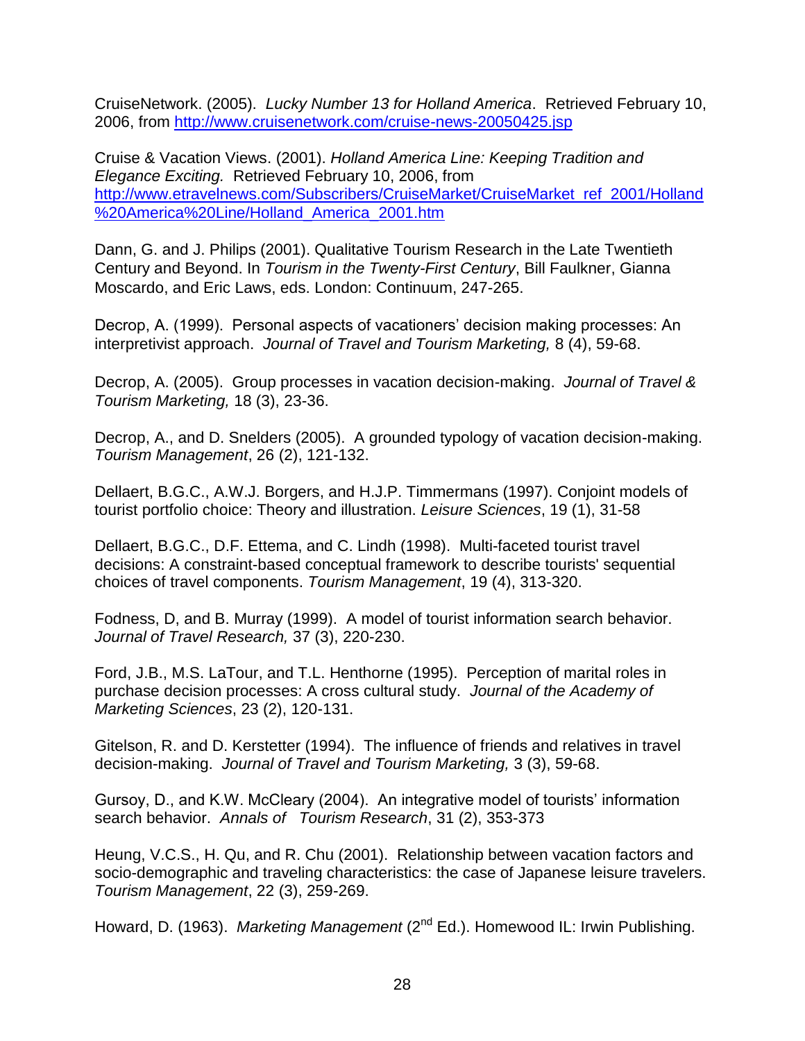CruiseNetwork. (2005). *Lucky Number 13 for Holland America*. Retrieved February 10, 2006, from http://www.cruisenetwork.com/cruise-news-20050425.jsp

Cruise & Vacation Views. (2001). *Holland America Line: Keeping Tradition and Elegance Exciting.* Retrieved February 10, 2006, from http://www.etravelnews.com/Subscribers/CruiseMarket/CruiseMarket_ref_2001/Holland%20America%20Line/Holland_America_2001.htm

Dann, G. and J. Philips (2001). Qualitative Tourism Research in the Late Twentieth Century and Beyond. In *Tourism in the Twenty-First Century*, Bill Faulkner, Gianna Moscardo, and Eric Laws, eds. London: Continuum, 247-265.

Decrop, A. (1999). Personal aspects of vacationers' decision making processes: An interpretivist approach. *Journal of Travel and Tourism Marketing,* 8 (4), 59-68.

Decrop, A. (2005). Group processes in vacation decision-making. *Journal of Travel & Tourism Marketing,* 18 (3), 23-36.

Decrop, A., and D. Snelders (2005). A grounded typology of vacation decision-making. *Tourism Management*, 26 (2), 121-132.

Dellaert, B.G.C., A.W.J. Borgers, and H.J.P. Timmermans (1997). Conjoint models of tourist portfolio choice: Theory and illustration. *Leisure Sciences*, 19 (1), 31-58

Dellaert, B.G.C., D.F. Ettema, and C. Lindh (1998). Multi-faceted tourist travel decisions: A constraint-based conceptual framework to describe tourists' sequential choices of travel components. *Tourism Management*, 19 (4), 313-320.

Fodness, D, and B. Murray (1999). A model of tourist information search behavior. *Journal of Travel Research,* 37 (3), 220-230.

Ford, J.B., M.S. LaTour, and T.L. Henthorne (1995). Perception of marital roles in purchase decision processes: A cross cultural study. *Journal of the Academy of Marketing Sciences*, 23 (2), 120-131.

Gitelson, R. and D. Kerstetter (1994). The influence of friends and relatives in travel decision-making. *Journal of Travel and Tourism Marketing,* 3 (3), 59-68.

Gursoy, D., and K.W. McCleary (2004). An integrative model of tourists' information search behavior. *Annals of Tourism Research*, 31 (2), 353-373

Heung, V.C.S., H. Qu, and R. Chu (2001). Relationship between vacation factors and socio-demographic and traveling characteristics: the case of Japanese leisure travelers. *Tourism Management*, 22 (3), 259-269.

Howard, D. (1963). *Marketing Management* (2nd Ed.). Homewood IL: Irwin Publishing.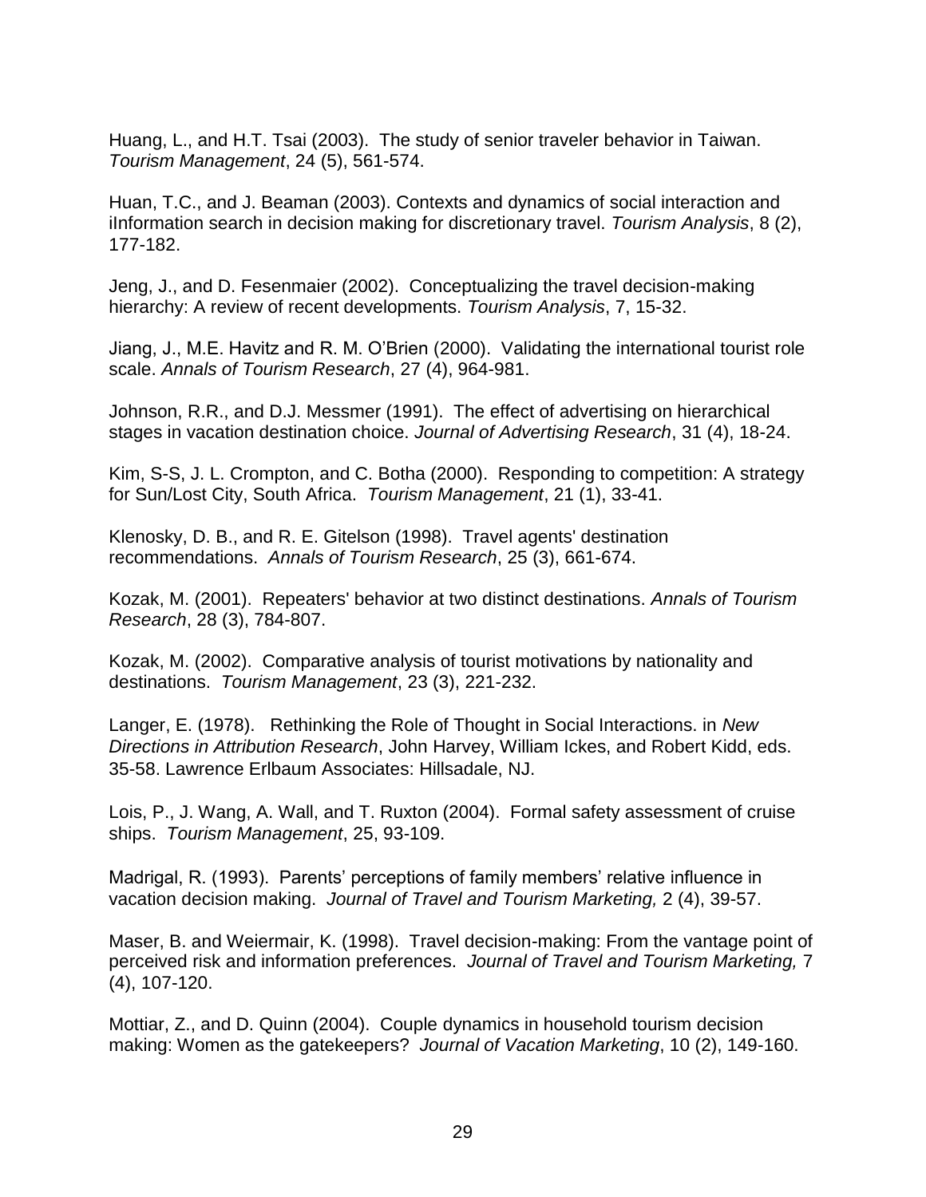Huang, L., and H.T. Tsai (2003). The study of senior traveler behavior in Taiwan. *Tourism Management*, 24 (5), 561-574.

Huan, T.C., and J. Beaman (2003). Contexts and dynamics of social interaction and iInformation search in decision making for discretionary travel. *Tourism Analysis*, 8 (2), 177-182.

Jeng, J., and D. Fesenmaier (2002). Conceptualizing the travel decision-making hierarchy: A review of recent developments. *Tourism Analysis*, 7, 15-32.

Jiang, J., M.E. Havitz and R. M. O'Brien (2000). Validating the international tourist role scale. *Annals of Tourism Research*, 27 (4), 964-981.

Johnson, R.R., and D.J. Messmer (1991). The effect of advertising on hierarchical stages in vacation destination choice. *Journal of Advertising Research*, 31 (4), 18-24.

Kim, S-S, J. L. Crompton, and C. Botha (2000). Responding to competition: A strategy for Sun/Lost City, South Africa. *Tourism Management*, 21 (1), 33-41.

Klenosky, D. B., and R. E. Gitelson (1998). Travel agents' destination recommendations. *Annals of Tourism Research*, 25 (3), 661-674.

Kozak, M. (2001). Repeaters' behavior at two distinct destinations. *Annals of Tourism Research*, 28 (3), 784-807.

Kozak, M. (2002). Comparative analysis of tourist motivations by nationality and destinations. *Tourism Management*, 23 (3), 221-232.

Langer, E. (1978). Rethinking the Role of Thought in Social Interactions. in *New Directions in Attribution Research*, John Harvey, William Ickes, and Robert Kidd, eds. 35-58. Lawrence Erlbaum Associates: Hillsadale, NJ.

Lois, P., J. Wang, A. Wall, and T. Ruxton (2004). Formal safety assessment of cruise ships. *Tourism Management*, 25, 93-109.

Madrigal, R. (1993). Parents' perceptions of family members' relative influence in vacation decision making. *Journal of Travel and Tourism Marketing,* 2 (4), 39-57.

Maser, B. and Weiermair, K. (1998). Travel decision-making: From the vantage point of perceived risk and information preferences. *Journal of Travel and Tourism Marketing,* 7 (4), 107-120.

Mottiar, Z., and D. Quinn (2004). Couple dynamics in household tourism decision making: Women as the gatekeepers? *Journal of Vacation Marketing*, 10 (2), 149-160.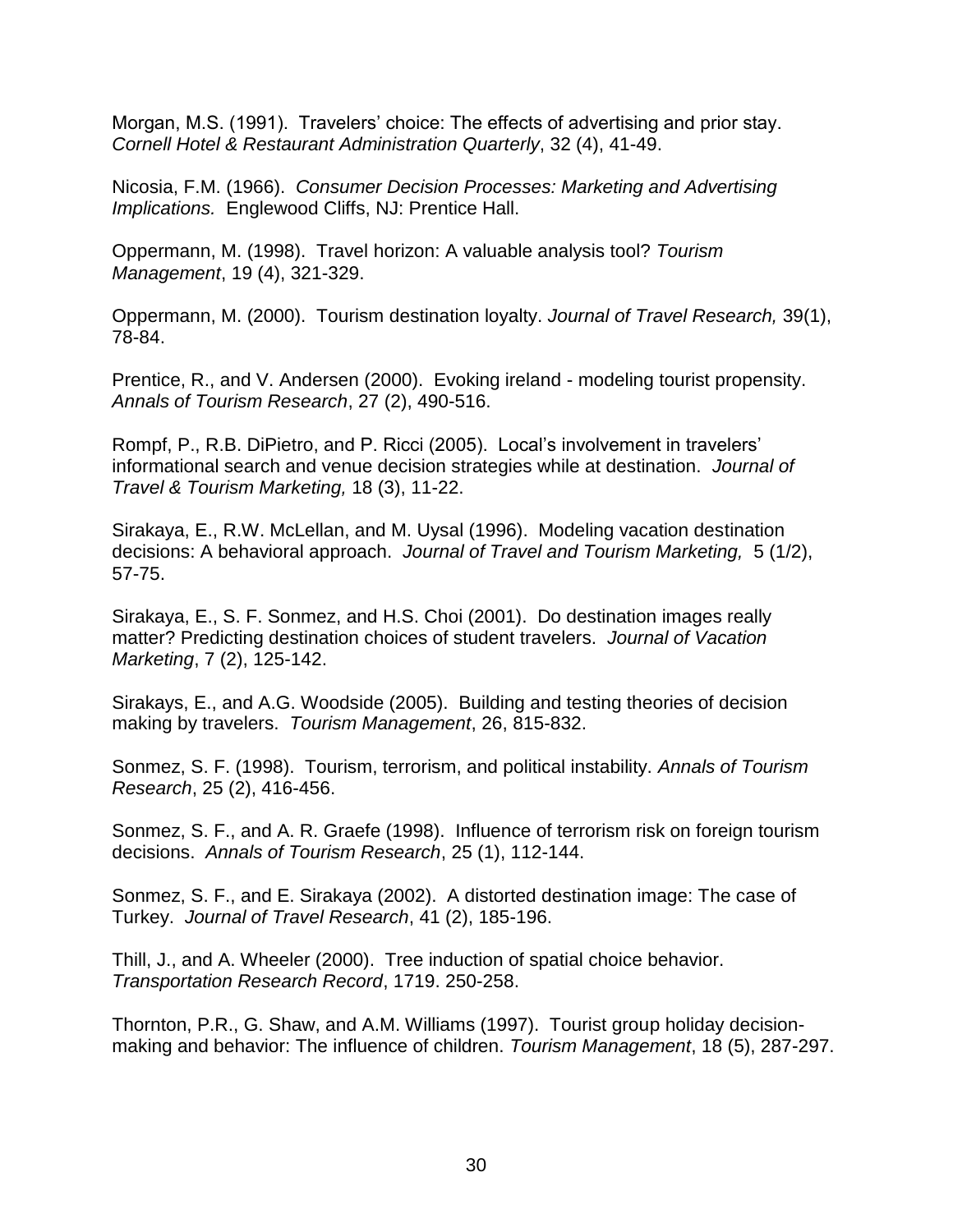Morgan, M.S. (1991). Travelers' choice: The effects of advertising and prior stay. *Cornell Hotel & Restaurant Administration Quarterly*, 32 (4), 41-49.

Nicosia, F.M. (1966). *Consumer Decision Processes: Marketing and Advertising Implications.* Englewood Cliffs, NJ: Prentice Hall.

Oppermann, M. (1998). Travel horizon: A valuable analysis tool? *Tourism Management*, 19 (4), 321-329.

Oppermann, M. (2000). Tourism destination loyalty. *Journal of Travel Research,* 39(1), 78-84.

Prentice, R., and V. Andersen (2000). Evoking ireland - modeling tourist propensity. *Annals of Tourism Research*, 27 (2), 490-516.

Rompf, P., R.B. DiPietro, and P. Ricci (2005). Local's involvement in travelers' informational search and venue decision strategies while at destination. *Journal of Travel & Tourism Marketing,* 18 (3), 11-22.

Sirakaya, E., R.W. McLellan, and M. Uysal (1996). Modeling vacation destination decisions: A behavioral approach. *Journal of Travel and Tourism Marketing,* 5 (1/2), 57-75.

Sirakaya, E., S. F. Sonmez, and H.S. Choi (2001). Do destination images really matter? Predicting destination choices of student travelers. *Journal of Vacation Marketing*, 7 (2), 125-142.

Sirakays, E., and A.G. Woodside (2005). Building and testing theories of decision making by travelers. *Tourism Management*, 26, 815-832.

Sonmez, S. F. (1998). Tourism, terrorism, and political instability. *Annals of Tourism Research*, 25 (2), 416-456.

Sonmez, S. F., and A. R. Graefe (1998). Influence of terrorism risk on foreign tourism decisions. *Annals of Tourism Research*, 25 (1), 112-144.

Sonmez, S. F., and E. Sirakaya (2002). A distorted destination image: The case of Turkey. *Journal of Travel Research*, 41 (2), 185-196.

Thill, J., and A. Wheeler (2000). Tree induction of spatial choice behavior. *Transportation Research Record*, 1719. 250-258.

Thornton, P.R., G. Shaw, and A.M. Williams (1997). Tourist group holiday decision-making and behavior: The influence of children. *Tourism Management*, 18 (5), 287-297.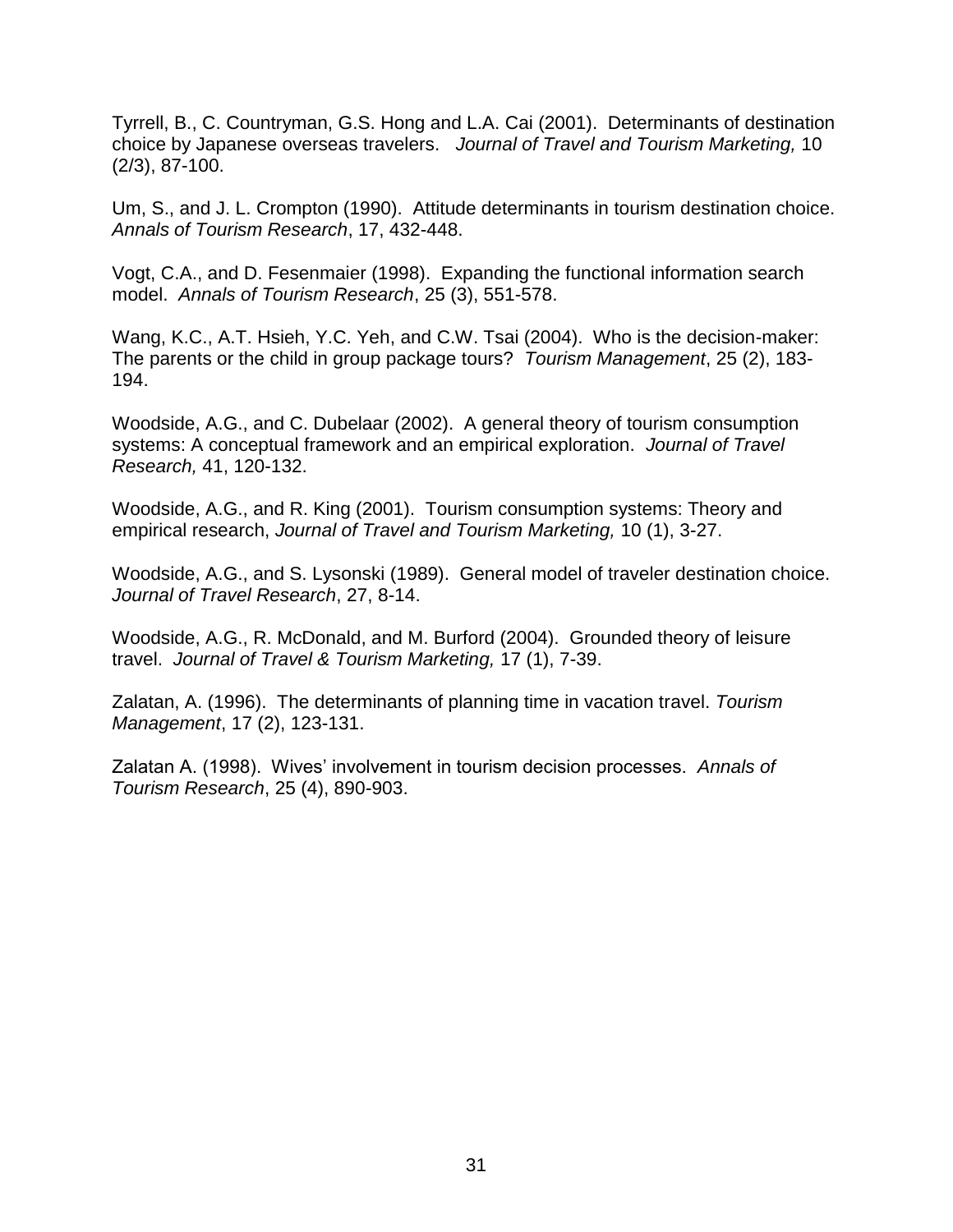Tyrrell, B., C. Countryman, G.S. Hong and L.A. Cai (2001). Determinants of destination choice by Japanese overseas travelers. *Journal of Travel and Tourism Marketing,* 10 (2/3), 87-100.

Um, S., and J. L. Crompton (1990). Attitude determinants in tourism destination choice. *Annals of Tourism Research*, 17, 432-448.

Vogt, C.A., and D. Fesenmaier (1998). Expanding the functional information search model. *Annals of Tourism Research*, 25 (3), 551-578.

Wang, K.C., A.T. Hsieh, Y.C. Yeh, and C.W. Tsai (2004). Who is the decision-maker: The parents or the child in group package tours? *Tourism Management*, 25 (2), 183-194.

Woodside, A.G., and C. Dubelaar (2002). A general theory of tourism consumption systems: A conceptual framework and an empirical exploration. *Journal of Travel Research,* 41, 120-132.

Woodside, A.G., and R. King (2001). Tourism consumption systems: Theory and empirical research, *Journal of Travel and Tourism Marketing,* 10 (1), 3-27.

Woodside, A.G., and S. Lysonski (1989). General model of traveler destination choice. *Journal of Travel Research*, 27, 8-14.

Woodside, A.G., R. McDonald, and M. Burford (2004). Grounded theory of leisure travel. *Journal of Travel & Tourism Marketing,* 17 (1), 7-39.

Zalatan, A. (1996). The determinants of planning time in vacation travel. *Tourism Management*, 17 (2), 123-131.

Zalatan A. (1998). Wives' involvement in tourism decision processes. *Annals of Tourism Research*, 25 (4), 890-903.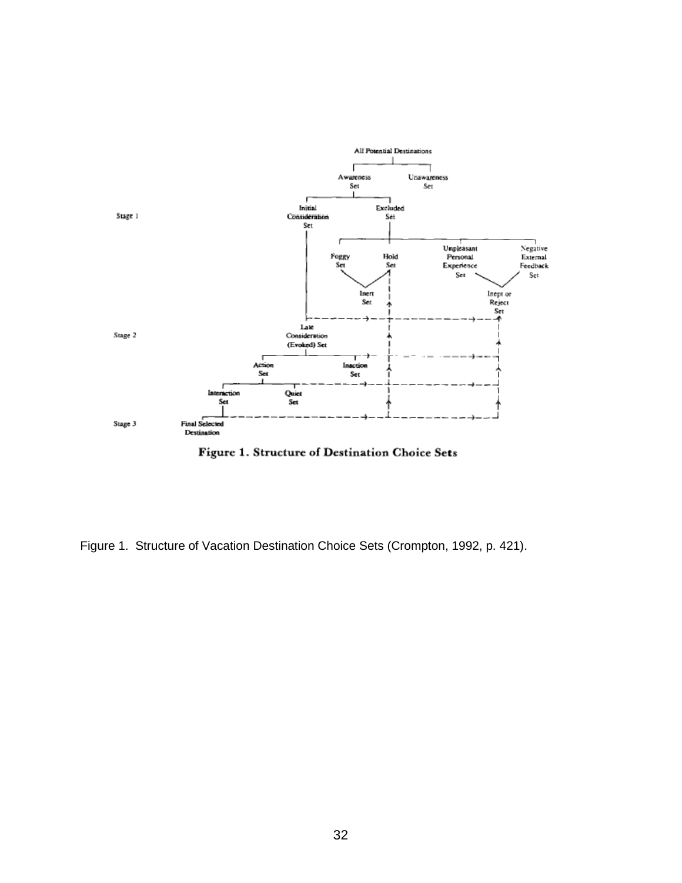All Potential Destinations

Awareness Set

Unawareness Set

Stage 1

Initial Consideration Set

Excluded Set

Foggy Set

Hold Set

Unpleasant Personal Experience Set

Negative External Feedback Set

Inert Set

Inept or Reject Set

Stage 2

Late Consideration (Evoked) Set

Action Set

Inaction Set

Interaction Set

Quiet Set

Stage 3

Final Selected Destination

**Figure 1. Structure of Destination Choice Sets**

Figure 1. Structure of Vacation Destination Choice Sets (Crompton, 1992, p. 421).